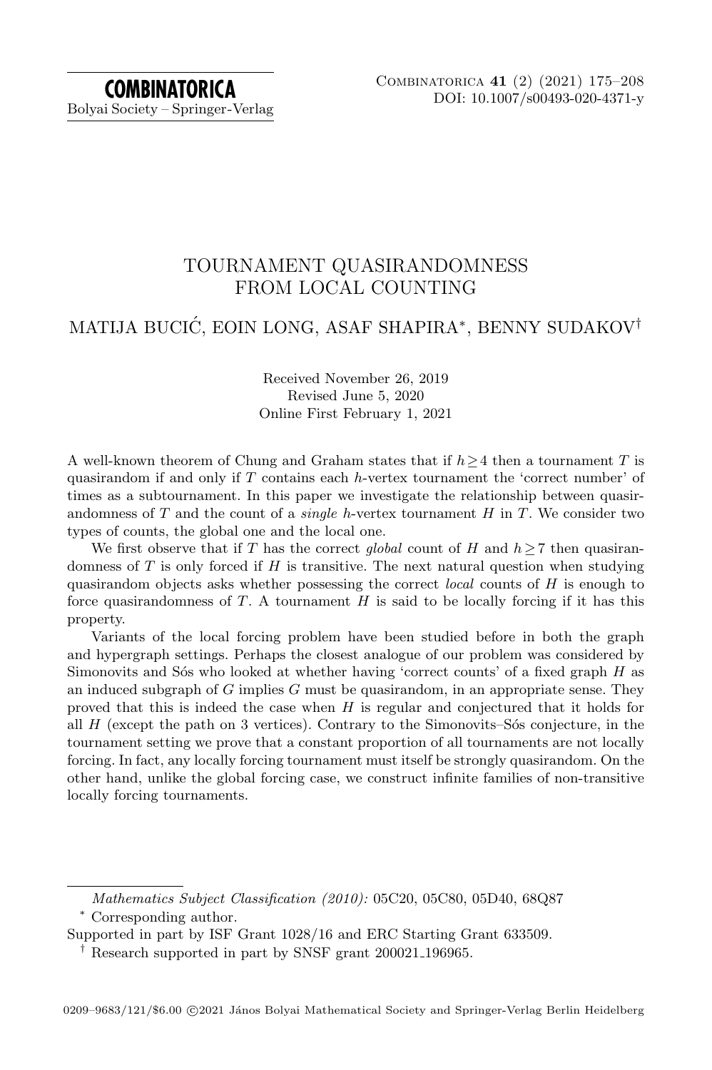# TOURNAMENT QUASIRANDOMNESS FROM LOCAL COUNTING

## MATIJA BUCIĆ, EOIN LONG, ASAF SHAPIRA*, BENNY SUDAKOV†

Received November 26, 2019
Revised June 5, 2020
Online First February 1, 2021

A well-known theorem of Chung and Graham states that if $h \geq 4$ then a tournament $T$ is quasirandom if and only if $T$ contains each $h$-vertex tournament the 'correct number' of times as a subtournament. In this paper we investigate the relationship between quasirandomness of $T$ and the count of a *single* $h$-vertex tournament $H$ in $T$. We consider two types of counts, the global one and the local one.

We first observe that if $T$ has the correct *global* count of $H$ and $h \geq 7$ then quasirandomness of $T$ is only forced if $H$ is transitive. The next natural question when studying quasirandom objects asks whether possessing the correct *local* counts of $H$ is enough to force quasirandomness of $T$. A tournament $H$ is said to be locally forcing if it has this property.

Variants of the local forcing problem have been studied before in both the graph and hypergraph settings. Perhaps the closest analogue of our problem was considered by Simonovits and Sós who looked at whether having 'correct counts' of a fixed graph $H$ as an induced subgraph of $G$ implies $G$ must be quasirandom, in an appropriate sense. They proved that this is indeed the case when $H$ is regular and conjectured that it holds for all $H$ (except the path on 3 vertices). Contrary to the Simonovits–Sós conjecture, in the tournament setting we prove that a constant proportion of all tournaments are not locally forcing. In fact, any locally forcing tournament must itself be strongly quasirandom. On the other hand, unlike the global forcing case, we construct infinite families of non-transitive locally forcing tournaments.

---

*Mathematics Subject Classification (2010):* 05C20, 05C80, 05D40, 68Q87

\* Corresponding author.

Supported in part by ISF Grant 1028/16 and ERC Starting Grant 633509.

† Research supported in part by SNSF grant 200021_196965.

0209–9683/121/$6.00 ©2021 János Bolyai Mathematical Society and Springer-Verlag Berlin Heidelberg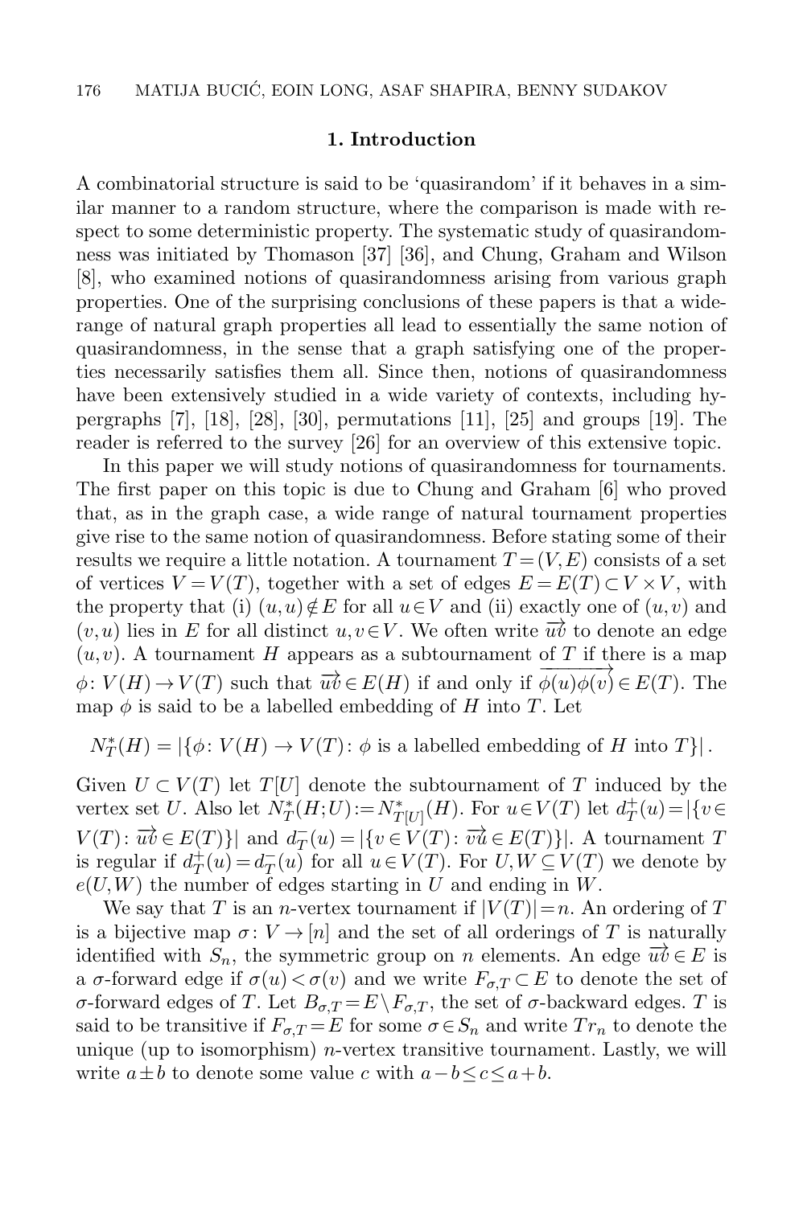## 1. Introduction

A combinatorial structure is said to be 'quasirandom' if it behaves in a similar manner to a random structure, where the comparison is made with respect to some deterministic property. The systematic study of quasirandomness was initiated by Thomason [37] [36], and Chung, Graham and Wilson [8], who examined notions of quasirandomness arising from various graph properties. One of the surprising conclusions of these papers is that a wide-range of natural graph properties all lead to essentially the same notion of quasirandomness, in the sense that a graph satisfying one of the properties necessarily satisfies them all. Since then, notions of quasirandomness have been extensively studied in a wide variety of contexts, including hypergraphs [7], [18], [28], [30], permutations [11], [25] and groups [19]. The reader is referred to the survey [26] for an overview of this extensive topic.

In this paper we will study notions of quasirandomness for tournaments. The first paper on this topic is due to Chung and Graham [6] who proved that, as in the graph case, a wide range of natural tournament properties give rise to the same notion of quasirandomness. Before stating some of their results we require a little notation. A tournament $T=(V,E)$ consists of a set of vertices $V=V(T)$, together with a set of edges $E=E(T)\subset V\times V$, with the property that (i) $(u,u)\notin E$ for all $u\in V$ and (ii) exactly one of $(u,v)$ and $(v,u)$ lies in $E$ for all distinct $u,v\in V$. We often write $\overrightarrow{uv}$ to denote an edge $(u,v)$. A tournament $H$ appears as a subtournament of $T$ if there is a map $\phi\colon V(H)\to V(T)$ such that $\overrightarrow{uv}\in E(H)$ if and only if $\overrightarrow{\phi(u)\phi(v)}\in E(T)$. The map $\phi$ is said to be a labelled embedding of $H$ into $T$. Let

$$N^*_T(H)=|\{\phi\colon V(H)\to V(T)\colon \phi \text{ is a labelled embedding of } H \text{ into } T\}|.$$

Given $U\subset V(T)$ let $T[U]$ denote the subtournament of $T$ induced by the vertex set $U$. Also let $N^*_T(H;U):=N^*_{T[U]}(H)$. For $u\in V(T)$ let $d^+_T(u)=|\{v\in V(T)\colon \overrightarrow{uv}\in E(T)\}|$ and $d^-_T(u)=|\{v\in V(T)\colon \overrightarrow{vu}\in E(T)\}|$. A tournament $T$ is regular if $d^+_T(u)=d^-_T(u)$ for all $u\in V(T)$. For $U,W\subseteq V(T)$ we denote by $e(U,W)$ the number of edges starting in $U$ and ending in $W$.

We say that $T$ is an $n$-vertex tournament if $|V(T)|=n$. An ordering of $T$ is a bijective map $\sigma\colon V\to[n]$ and the set of all orderings of $T$ is naturally identified with $S_n$, the symmetric group on $n$ elements. An edge $\overrightarrow{uv}\in E$ is a $\sigma$-forward edge if $\sigma(u)<\sigma(v)$ and we write $F_{\sigma,T}\subset E$ to denote the set of $\sigma$-forward edges of $T$. Let $B_{\sigma,T}=E\setminus F_{\sigma,T}$, the set of $\sigma$-backward edges. $T$ is said to be transitive if $F_{\sigma,T}=E$ for some $\sigma\in S_n$ and write $Tr_n$ to denote the unique (up to isomorphism) $n$-vertex transitive tournament. Lastly, we will write $a\pm b$ to denote some value $c$ with $a-b\leq c\leq a+b$.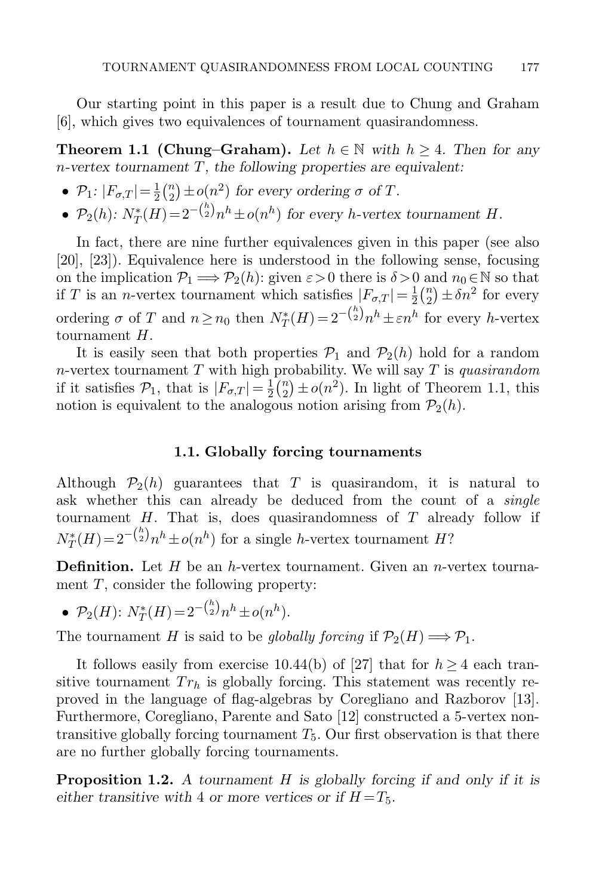Our starting point in this paper is a result due to Chung and Graham [6], which gives two equivalences of tournament quasirandomness.

**Theorem 1.1 (Chung–Graham).** *Let $h \in \mathbb{N}$ with $h \geq 4$. Then for any $n$-vertex tournament $T$, the following properties are equivalent:*

- $\mathcal{P}_1$*: $|F_{\sigma,T}| = \frac{1}{2}\binom{n}{2} \pm o(n^2)$ for every ordering $\sigma$ of $T$.*
- $\mathcal{P}_2(h)$*: $N^*_T(H) = 2^{-\binom{h}{2}} n^h \pm o(n^h)$ for every $h$-vertex tournament $H$.*

In fact, there are nine further equivalences given in this paper (see also [20], [23]). Equivalence here is understood in the following sense, focusing on the implication $\mathcal{P}_1 \Longrightarrow \mathcal{P}_2(h)$: given $\varepsilon > 0$ there is $\delta > 0$ and $n_0 \in \mathbb{N}$ so that if $T$ is an $n$-vertex tournament which satisfies $|F_{\sigma,T}| = \frac{1}{2}\binom{n}{2} \pm \delta n^2$ for every ordering $\sigma$ of $T$ and $n \geq n_0$ then $N^*_T(H) = 2^{-\binom{h}{2}} n^h \pm \varepsilon n^h$ for every $h$-vertex tournament $H$.

It is easily seen that both properties $\mathcal{P}_1$ and $\mathcal{P}_2(h)$ hold for a random $n$-vertex tournament $T$ with high probability. We will say $T$ is *quasirandom* if it satisfies $\mathcal{P}_1$, that is $|F_{\sigma,T}| = \frac{1}{2}\binom{n}{2} \pm o(n^2)$. In light of Theorem 1.1, this notion is equivalent to the analogous notion arising from $\mathcal{P}_2(h)$.

### 1.1. Globally forcing tournaments

Although $\mathcal{P}_2(h)$ guarantees that $T$ is quasirandom, it is natural to ask whether this can already be deduced from the count of a *single* tournament $H$. That is, does quasirandomness of $T$ already follow if $N^*_T(H) = 2^{-\binom{h}{2}} n^h \pm o(n^h)$ for a single $h$-vertex tournament $H$?

**Definition.** Let $H$ be an $h$-vertex tournament. Given an $n$-vertex tournament $T$, consider the following property:

- $\mathcal{P}_2(H)$: $N^*_T(H) = 2^{-\binom{h}{2}} n^h \pm o(n^h)$.

The tournament $H$ is said to be *globally forcing* if $\mathcal{P}_2(H) \Longrightarrow \mathcal{P}_1$.

It follows easily from exercise 10.44(b) of [27] that for $h \geq 4$ each transitive tournament $Tr_h$ is globally forcing. This statement was recently reproved in the language of flag-algebras by Coregliano and Razborov [13]. Furthermore, Coregliano, Parente and Sato [12] constructed a 5-vertex non-transitive globally forcing tournament $T_5$. Our first observation is that there are no further globally forcing tournaments.

**Proposition 1.2.** *A tournament $H$ is globally forcing if and only if it is either transitive with 4 or more vertices or if $H = T_5$.*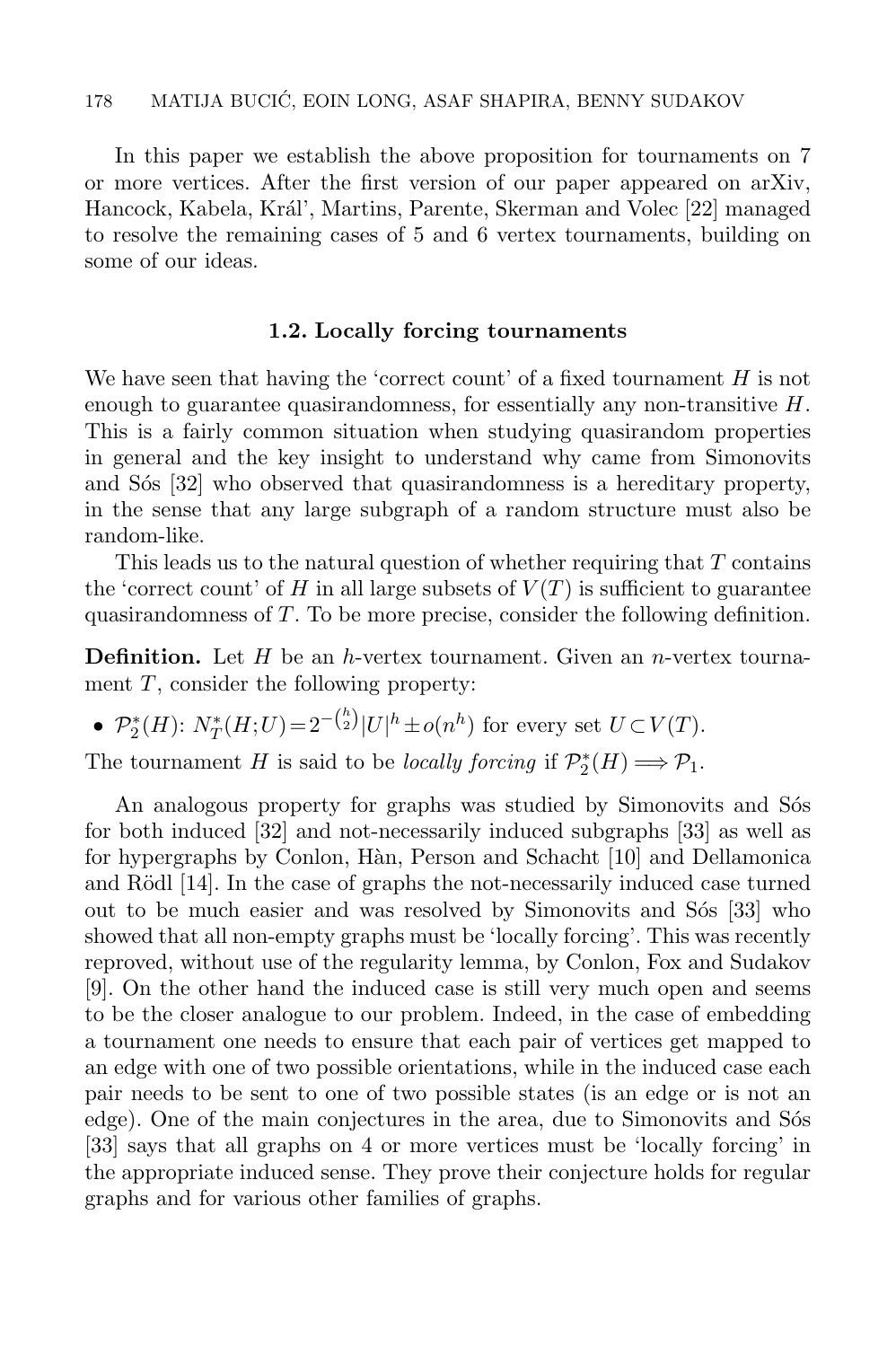In this paper we establish the above proposition for tournaments on 7 or more vertices. After the first version of our paper appeared on arXiv, Hancock, Kabela, Král', Martins, Parente, Skerman and Volec [22] managed to resolve the remaining cases of 5 and 6 vertex tournaments, building on some of our ideas.

### 1.2. Locally forcing tournaments

We have seen that having the 'correct count' of a fixed tournament $H$ is not enough to guarantee quasirandomness, for essentially any non-transitive $H$. This is a fairly common situation when studying quasirandom properties in general and the key insight to understand why came from Simonovits and Sós [32] who observed that quasirandomness is a hereditary property, in the sense that any large subgraph of a random structure must also be random-like.

This leads us to the natural question of whether requiring that $T$ contains the 'correct count' of $H$ in all large subsets of $V(T)$ is sufficient to guarantee quasirandomness of $T$. To be more precise, consider the following definition.

**Definition.** Let $H$ be an $h$-vertex tournament. Given an $n$-vertex tournament $T$, consider the following property:

- $\mathcal{P}_2^*(H)$: $N_T^*(H;U)=2^{-\binom{h}{2}}|U|^h \pm o(n^h)$ for every set $U \subset V(T)$.

The tournament $H$ is said to be *locally forcing* if $\mathcal{P}_2^*(H) \Longrightarrow \mathcal{P}_1$.

An analogous property for graphs was studied by Simonovits and Sós for both induced [32] and not-necessarily induced subgraphs [33] as well as for hypergraphs by Conlon, Hàn, Person and Schacht [10] and Dellamonica and Rödl [14]. In the case of graphs the not-necessarily induced case turned out to be much easier and was resolved by Simonovits and Sós [33] who showed that all non-empty graphs must be 'locally forcing'. This was recently reproved, without use of the regularity lemma, by Conlon, Fox and Sudakov [9]. On the other hand the induced case is still very much open and seems to be the closer analogue to our problem. Indeed, in the case of embedding a tournament one needs to ensure that each pair of vertices get mapped to an edge with one of two possible orientations, while in the induced case each pair needs to be sent to one of two possible states (is an edge or is not an edge). One of the main conjectures in the area, due to Simonovits and Sós [33] says that all graphs on 4 or more vertices must be 'locally forcing' in the appropriate induced sense. They prove their conjecture holds for regular graphs and for various other families of graphs.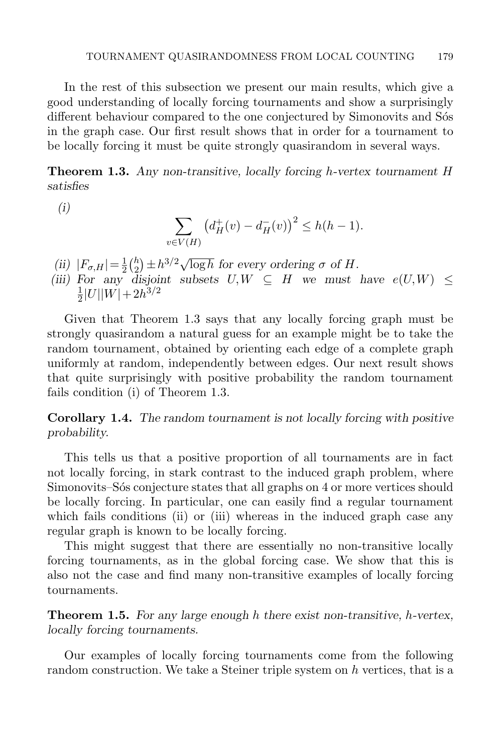In the rest of this subsection we present our main results, which give a good understanding of locally forcing tournaments and show a surprisingly different behaviour compared to the one conjectured by Simonovits and Sós in the graph case. Our first result shows that in order for a tournament to be locally forcing it must be quite strongly quasirandom in several ways.

**Theorem 1.3.** *Any non-transitive, locally forcing $h$-vertex tournament $H$ satisfies*

*(i)*

$$\sum_{v\in V(H)} \left(d_H^+(v)-d_H^-(v)\right)^2 \le h(h-1).$$

*(ii)* $|F_{\sigma,H}| = \frac{1}{2}\binom{h}{2} \pm h^{3/2}\sqrt{\log h}$ *for every ordering $\sigma$ of $H$.*

*(iii) For any disjoint subsets $U,W \subseteq H$ we must have* $e(U,W) \le \frac{1}{2}|U||W| + 2h^{3/2}$

Given that Theorem 1.3 says that any locally forcing graph must be strongly quasirandom a natural guess for an example might be to take the random tournament, obtained by orienting each edge of a complete graph uniformly at random, independently between edges. Our next result shows that quite surprisingly with positive probability the random tournament fails condition (i) of Theorem 1.3.

**Corollary 1.4.** *The random tournament is not locally forcing with positive probability.*

This tells us that a positive proportion of all tournaments are in fact not locally forcing, in stark contrast to the induced graph problem, where Simonovits–Sós conjecture states that all graphs on 4 or more vertices should be locally forcing. In particular, one can easily find a regular tournament which fails conditions (ii) or (iii) whereas in the induced graph case any regular graph is known to be locally forcing.

This might suggest that there are essentially no non-transitive locally forcing tournaments, as in the global forcing case. We show that this is also not the case and find many non-transitive examples of locally forcing tournaments.

**Theorem 1.5.** *For any large enough $h$ there exist non-transitive, $h$-vertex, locally forcing tournaments.*

Our examples of locally forcing tournaments come from the following random construction. We take a Steiner triple system on $h$ vertices, that is a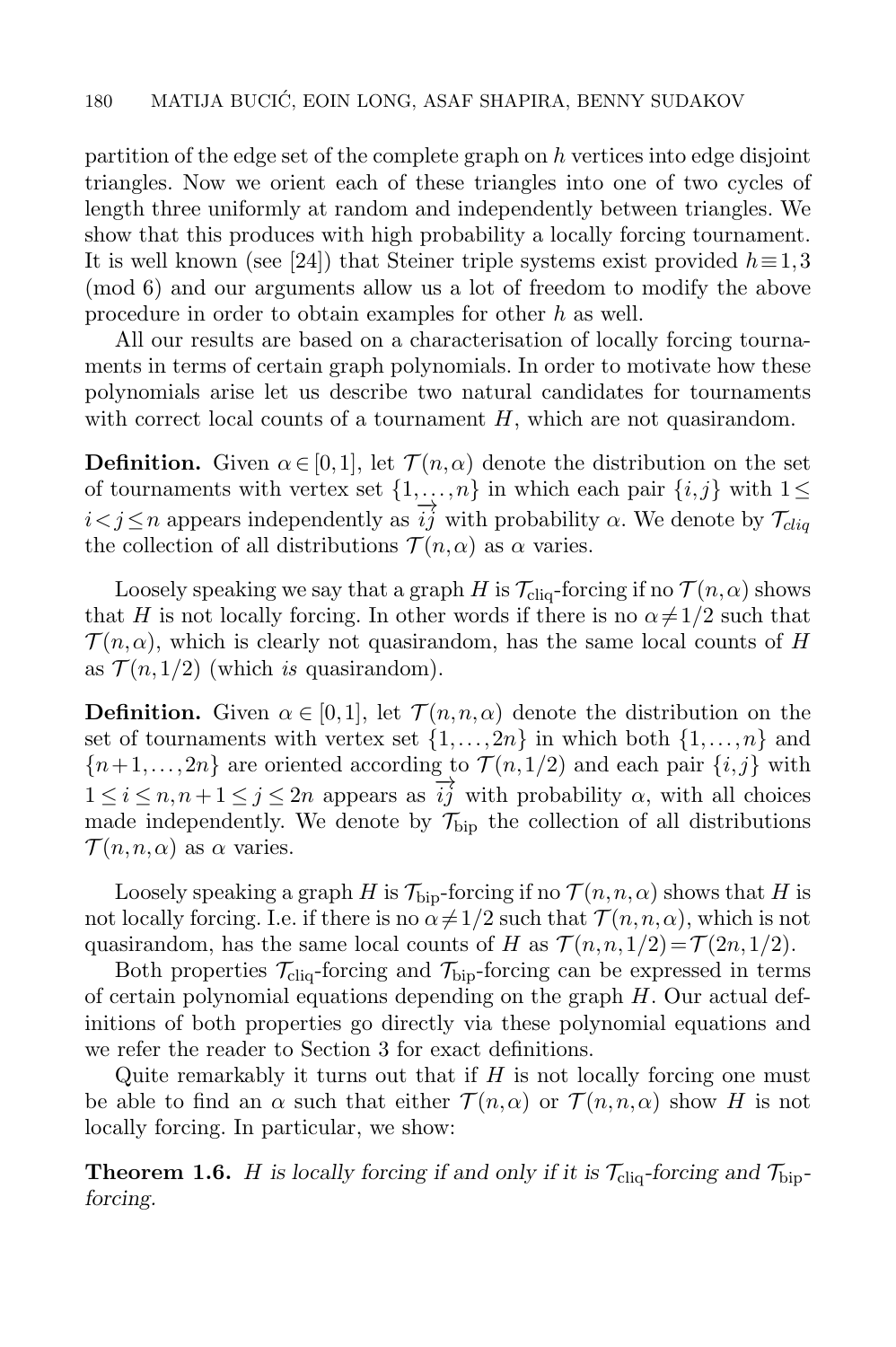partition of the edge set of the complete graph on $h$ vertices into edge disjoint triangles. Now we orient each of these triangles into one of two cycles of length three uniformly at random and independently between triangles. We show that this produces with high probability a locally forcing tournament. It is well known (see [24]) that Steiner triple systems exist provided $h \equiv 1,3 \pmod 6$ and our arguments allow us a lot of freedom to modify the above procedure in order to obtain examples for other $h$ as well.

All our results are based on a characterisation of locally forcing tournaments in terms of certain graph polynomials. In order to motivate how these polynomials arise let us describe two natural candidates for tournaments with correct local counts of a tournament $H$, which are not quasirandom.

**Definition.** Given $\alpha \in [0,1]$, let $\mathcal{T}(n,\alpha)$ denote the distribution on the set of tournaments with vertex set $\{1,\dots,n\}$ in which each pair $\{i,j\}$ with $1 \le i < j \le n$ appears independently as $\overrightarrow{ij}$ with probability $\alpha$. We denote by $\mathcal{T}_{cliq}$ the collection of all distributions $\mathcal{T}(n,\alpha)$ as $\alpha$ varies.

Loosely speaking we say that a graph $H$ is $\mathcal{T}_{\text{cliq}}$-forcing if no $\mathcal{T}(n,\alpha)$ shows that $H$ is not locally forcing. In other words if there is no $\alpha \ne 1/2$ such that $\mathcal{T}(n,\alpha)$, which is clearly not quasirandom, has the same local counts of $H$ as $\mathcal{T}(n,1/2)$ (which *is* quasirandom).

**Definition.** Given $\alpha \in [0,1]$, let $\mathcal{T}(n,n,\alpha)$ denote the distribution on the set of tournaments with vertex set $\{1,\dots,2n\}$ in which both $\{1,\dots,n\}$ and $\{n+1,\dots,2n\}$ are oriented according to $\mathcal{T}(n,1/2)$ and each pair $\{i,j\}$ with $1 \le i \le n, n+1 \le j \le 2n$ appears as $\overrightarrow{ij}$ with probability $\alpha$, with all choices made independently. We denote by $\mathcal{T}_{\text{bip}}$ the collection of all distributions $\mathcal{T}(n,n,\alpha)$ as $\alpha$ varies.

Loosely speaking a graph $H$ is $\mathcal{T}_{\text{bip}}$-forcing if no $\mathcal{T}(n,n,\alpha)$ shows that $H$ is not locally forcing. I.e. if there is no $\alpha \ne 1/2$ such that $\mathcal{T}(n,n,\alpha)$, which is not quasirandom, has the same local counts of $H$ as $\mathcal{T}(n,n,1/2) = \mathcal{T}(2n,1/2)$.

Both properties $\mathcal{T}_{\text{cliq}}$-forcing and $\mathcal{T}_{\text{bip}}$-forcing can be expressed in terms of certain polynomial equations depending on the graph $H$. Our actual definitions of both properties go directly via these polynomial equations and we refer the reader to Section 3 for exact definitions.

Quite remarkably it turns out that if $H$ is not locally forcing one must be able to find an $\alpha$ such that either $\mathcal{T}(n,\alpha)$ or $\mathcal{T}(n,n,\alpha)$ show $H$ is not locally forcing. In particular, we show:

**Theorem 1.6.** *$H$ is locally forcing if and only if it is $\mathcal{T}_{\text{cliq}}$-forcing and $\mathcal{T}_{\text{bip}}$-forcing.*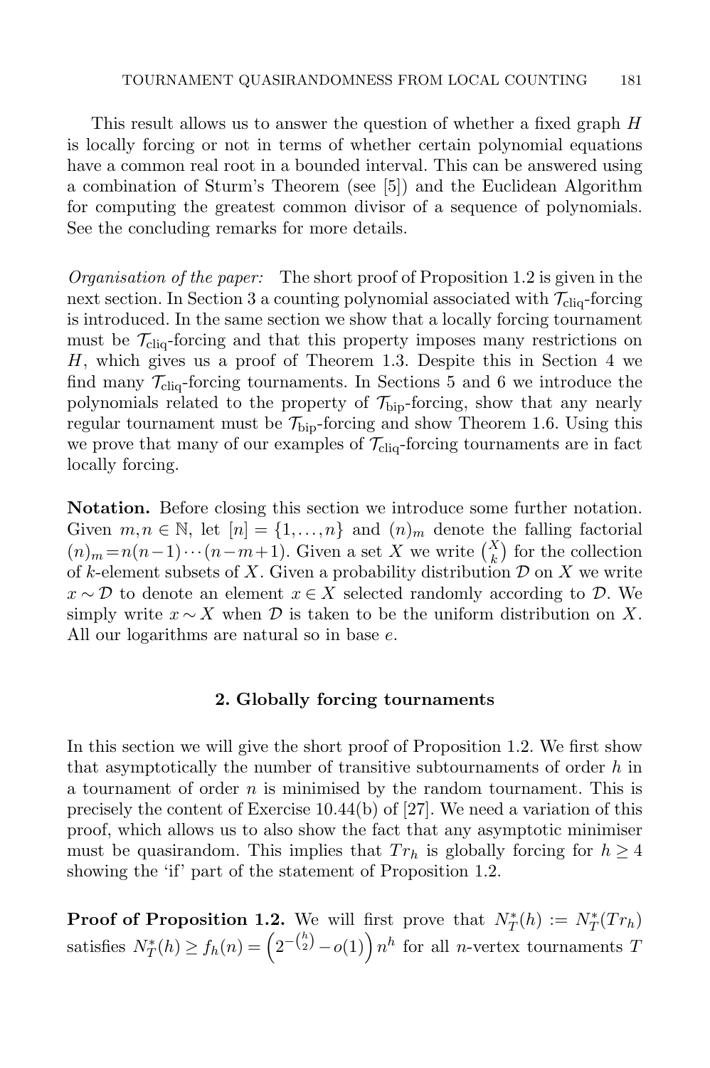This result allows us to answer the question of whether a fixed graph $H$ is locally forcing or not in terms of whether certain polynomial equations have a common real root in a bounded interval. This can be answered using a combination of Sturm's Theorem (see [5]) and the Euclidean Algorithm for computing the greatest common divisor of a sequence of polynomials. See the concluding remarks for more details.

*Organisation of the paper:* The short proof of Proposition 1.2 is given in the next section. In Section 3 a counting polynomial associated with $\mathcal{T}_{\text{cliq}}$-forcing is introduced. In the same section we show that a locally forcing tournament must be $\mathcal{T}_{\text{cliq}}$-forcing and that this property imposes many restrictions on $H$, which gives us a proof of Theorem 1.3. Despite this in Section 4 we find many $\mathcal{T}_{\text{cliq}}$-forcing tournaments. In Sections 5 and 6 we introduce the polynomials related to the property of $\mathcal{T}_{\text{bip}}$-forcing, show that any nearly regular tournament must be $\mathcal{T}_{\text{bip}}$-forcing and show Theorem 1.6. Using this we prove that many of our examples of $\mathcal{T}_{\text{cliq}}$-forcing tournaments are in fact locally forcing.

**Notation.** Before closing this section we introduce some further notation. Given $m,n \in \mathbb{N}$, let $[n] = \{1,\dots,n\}$ and $(n)_m$ denote the falling factorial $(n)_m = n(n-1)\cdots(n-m+1)$. Given a set $X$ we write $\binom{X}{k}$ for the collection of $k$-element subsets of $X$. Given a probability distribution $\mathcal{D}$ on $X$ we write $x \sim \mathcal{D}$ to denote an element $x \in X$ selected randomly according to $\mathcal{D}$. We simply write $x \sim X$ when $\mathcal{D}$ is taken to be the uniform distribution on $X$. All our logarithms are natural so in base $e$.

## 2. Globally forcing tournaments

In this section we will give the short proof of Proposition 1.2. We first show that asymptotically the number of transitive subtournaments of order $h$ in a tournament of order $n$ is minimised by the random tournament. This is precisely the content of Exercise 10.44(b) of [27]. We need a variation of this proof, which allows us to also show the fact that any asymptotic minimiser must be quasirandom. This implies that $Tr_h$ is globally forcing for $h \geq 4$ showing the 'if' part of the statement of Proposition 1.2.

**Proof of Proposition 1.2.** We will first prove that $N_T^*(h) := N_T^*(Tr_h)$ satisfies $N_T^*(h) \geq f_h(n) = \left(2^{-\binom{h}{2}} - o(1)\right) n^h$ for all $n$-vertex tournaments $T$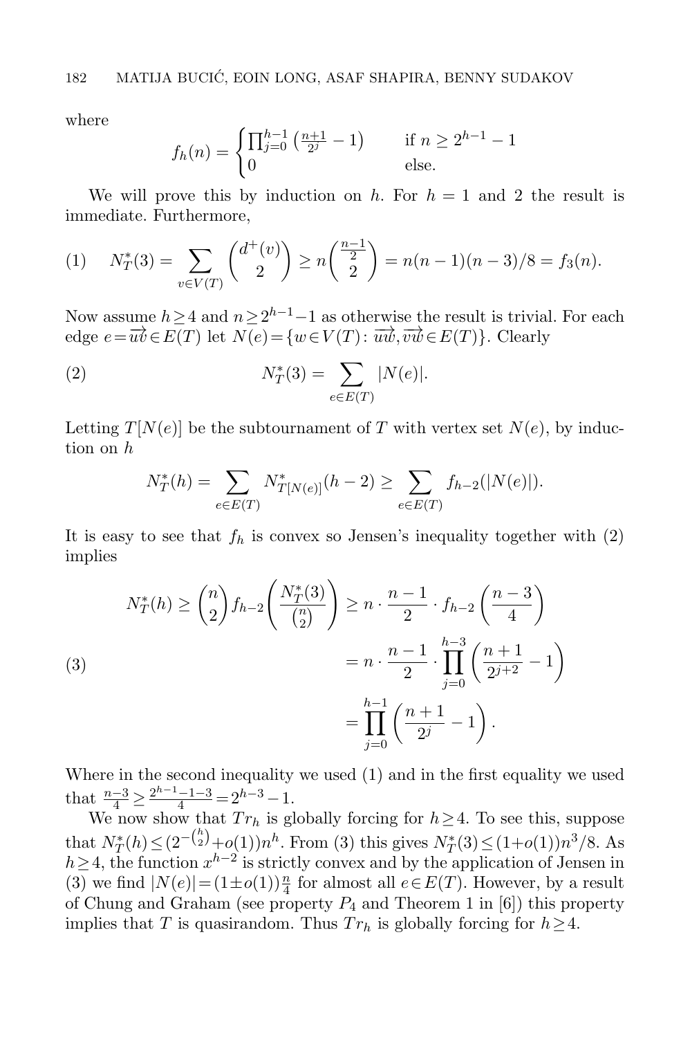where

$$f_h(n) = \begin{cases} \prod_{j=0}^{h-1} \left(\frac{n+1}{2^j} - 1\right) & \text{if } n \geq 2^{h-1} - 1 \\ 0 & \text{else.} \end{cases}$$

We will prove this by induction on $h$. For $h = 1$ and 2 the result is immediate. Furthermore,

$$N_T^*(3) = \sum_{v \in V(T)} \binom{d^+(v)}{2} \geq n \binom{\frac{n-1}{2}}{2} = n(n-1)(n-3)/8 = f_3(n). \tag{1}$$

Now assume $h \geq 4$ and $n \geq 2^{h-1} - 1$ as otherwise the result is trivial. For each edge $e = \overrightarrow{uv} \in E(T)$ let $N(e) = \{w \in V(T) \colon \overrightarrow{uw}, \overrightarrow{vw} \in E(T)\}$. Clearly

$$N_T^*(3) = \sum_{e \in E(T)} |N(e)|. \tag{2}$$

Letting $T[N(e)]$ be the subtournament of $T$ with vertex set $N(e)$, by induction on $h$

$$N_T^*(h) = \sum_{e \in E(T)} N^*_{T[N(e)]}(h-2) \geq \sum_{e \in E(T)} f_{h-2}(|N(e)|).$$

It is easy to see that $f_h$ is convex so Jensen's inequality together with (2) implies

$$\begin{aligned} N_T^*(h) \geq \binom{n}{2} f_{h-2}\left(\frac{N_T^*(3)}{\binom{n}{2}}\right) &\geq n \cdot \frac{n-1}{2} \cdot f_{h-2}\left(\frac{n-3}{4}\right) \\ &= n \cdot \frac{n-1}{2} \cdot \prod_{j=0}^{h-3} \left(\frac{n+1}{2^{j+2}} - 1\right) \\ &= \prod_{j=0}^{h-1} \left(\frac{n+1}{2^j} - 1\right). \end{aligned} \tag{3}$$

Where in the second inequality we used (1) and in the first equality we used that $\frac{n-3}{4} \geq \frac{2^{h-1}-1-3}{4} = 2^{h-3} - 1$.

We now show that $Tr_h$ is globally forcing for $h \geq 4$. To see this, suppose that $N_T^*(h) \leq (2^{-\binom{h}{2}} + o(1))n^h$. From (3) this gives $N_T^*(3) \leq (1+o(1))n^3/8$. As $h \geq 4$, the function $x^{h-2}$ is strictly convex and by the application of Jensen in (3) we find $|N(e)| = (1 \pm o(1))\frac{n}{4}$ for almost all $e \in E(T)$. However, by a result of Chung and Graham (see property $P_4$ and Theorem 1 in [6]) this property implies that $T$ is quasirandom. Thus $Tr_h$ is globally forcing for $h \geq 4$.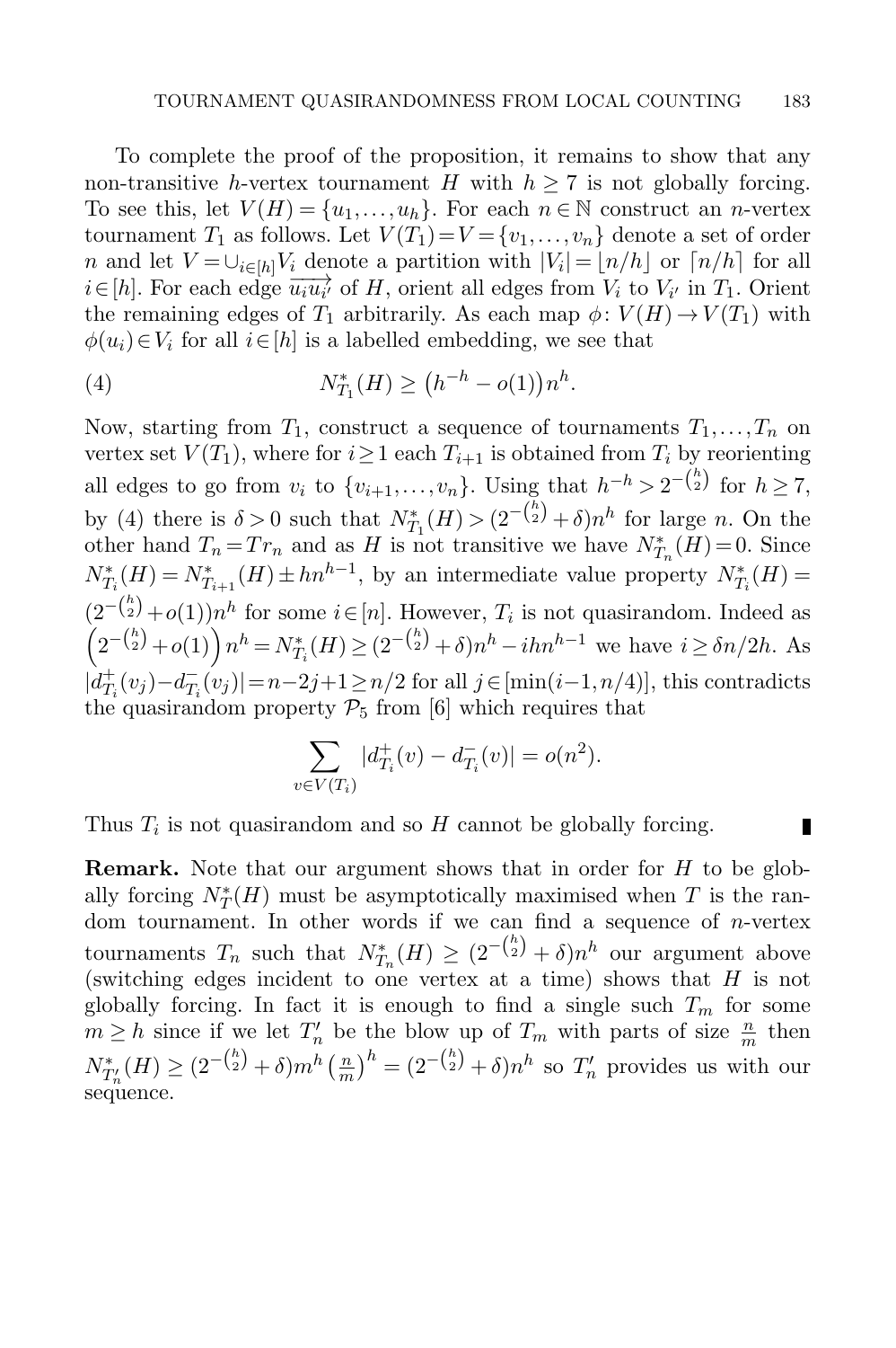To complete the proof of the proposition, it remains to show that any non-transitive $h$-vertex tournament $H$ with $h \geq 7$ is not globally forcing. To see this, let $V(H) = \{u_1, \ldots, u_h\}$. For each $n \in \mathbb{N}$ construct an $n$-vertex tournament $T_1$ as follows. Let $V(T_1) = V = \{v_1, \ldots, v_n\}$ denote a set of order $n$ and let $V = \cup_{i \in [h]} V_i$ denote a partition with $|V_i| = \lfloor n/h \rfloor$ or $\lceil n/h \rceil$ for all $i \in [h]$. For each edge $\overrightarrow{u_i u_{i'}}$ of $H$, orient all edges from $V_i$ to $V_{i'}$ in $T_1$. Orient the remaining edges of $T_1$ arbitrarily. As each map $\phi\colon V(H) \to V(T_1)$ with $\phi(u_i) \in V_i$ for all $i \in [h]$ is a labelled embedding, we see that

$$N^*_{T_1}(H) \geq \big(h^{-h} - o(1)\big) n^h. \tag{4}$$

Now, starting from $T_1$, construct a sequence of tournaments $T_1, \ldots, T_n$ on vertex set $V(T_1)$, where for $i \geq 1$ each $T_{i+1}$ is obtained from $T_i$ by reorienting all edges to go from $v_i$ to $\{v_{i+1}, \ldots, v_n\}$. Using that $h^{-h} > 2^{-\binom{h}{2}}$ for $h \geq 7$, by (4) there is $\delta > 0$ such that $N^*_{T_1}(H) > (2^{-\binom{h}{2}} + \delta) n^h$ for large $n$. On the other hand $T_n = Tr_n$ and as $H$ is not transitive we have $N^*_{T_n}(H) = 0$. Since $N^*_{T_i}(H) = N^*_{T_{i+1}}(H) \pm h n^{h-1}$, by an intermediate value property $N^*_{T_i}(H) = (2^{-\binom{h}{2}} + o(1)) n^h$ for some $i \in [n]$. However, $T_i$ is not quasirandom. Indeed as $\left(2^{-\binom{h}{2}} + o(1)\right) n^h = N^*_{T_i}(H) \geq (2^{-\binom{h}{2}} + \delta) n^h - i h n^{h-1}$ we have $i \geq \delta n / 2h$. As $|d^+_{T_i}(v_j) - d^-_{T_i}(v_j)| = n - 2j + 1 \geq n/2$ for all $j \in [\min(i-1, n/4)]$, this contradicts the quasirandom property $\mathcal{P}_5$ from [6] which requires that

$$\sum_{v \in V(T_i)} |d^+_{T_i}(v) - d^-_{T_i}(v)| = o(n^2).$$

Thus $T_i$ is not quasirandom and so $H$ cannot be globally forcing. ∎

**Remark.** Note that our argument shows that in order for $H$ to be globally forcing $N^*_T(H)$ must be asymptotically maximised when $T$ is the random tournament. In other words if we can find a sequence of $n$-vertex tournaments $T_n$ such that $N^*_{T_n}(H) \geq (2^{-\binom{h}{2}} + \delta) n^h$ our argument above (switching edges incident to one vertex at a time) shows that $H$ is not globally forcing. In fact it is enough to find a single such $T_m$ for some $m \geq h$ since if we let $T'_n$ be the blow up of $T_m$ with parts of size $\frac{n}{m}$ then $N^*_{T'_n}(H) \geq (2^{-\binom{h}{2}} + \delta) m^h \left(\frac{n}{m}\right)^h = (2^{-\binom{h}{2}} + \delta) n^h$ so $T'_n$ provides us with our sequence.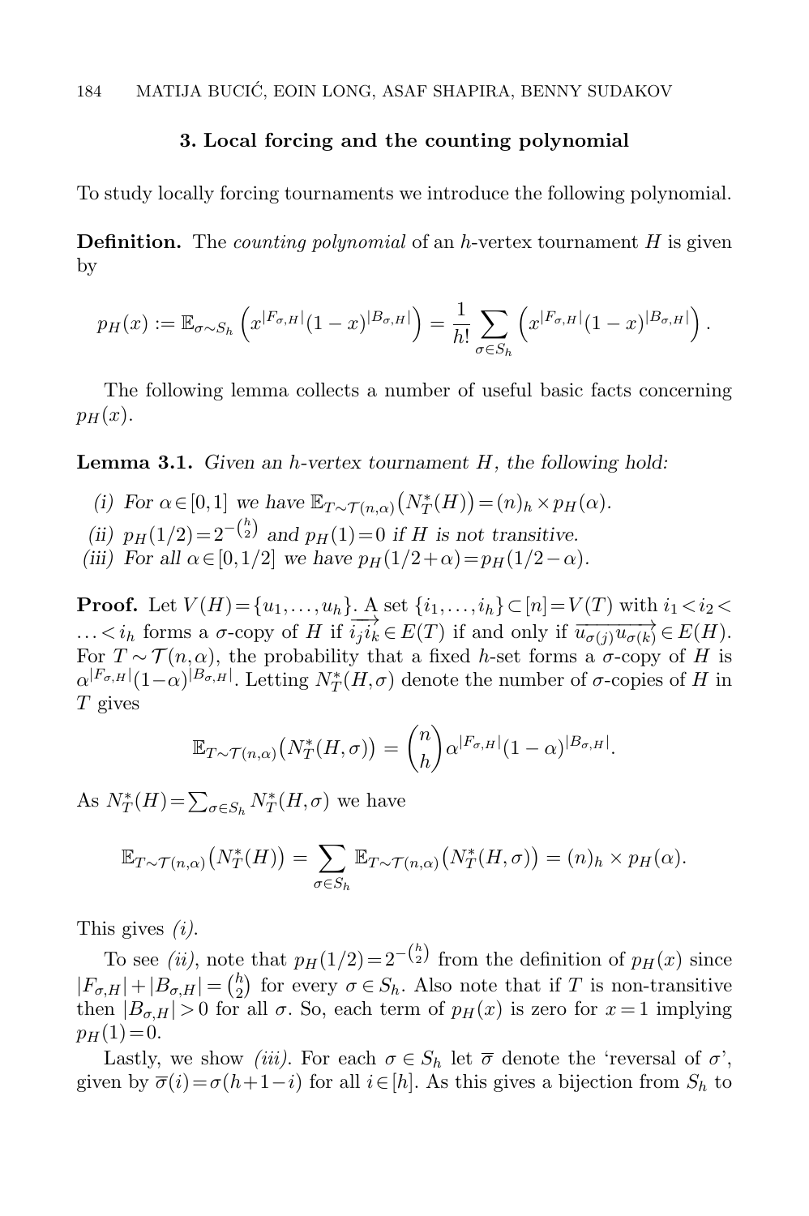## 3. Local forcing and the counting polynomial

To study locally forcing tournaments we introduce the following polynomial.

**Definition.** The *counting polynomial* of an $h$-vertex tournament $H$ is given by

$$p_H(x) := \mathbb{E}_{\sigma\sim S_h}\left(x^{|F_{\sigma,H}|}(1-x)^{|B_{\sigma,H}|}\right) = \frac{1}{h!}\sum_{\sigma\in S_h}\left(x^{|F_{\sigma,H}|}(1-x)^{|B_{\sigma,H}|}\right).$$

The following lemma collects a number of useful basic facts concerning $p_H(x)$.

**Lemma 3.1.** *Given an $h$-vertex tournament $H$, the following hold:*

*(i) For $\alpha\in[0,1]$ we have $\mathbb{E}_{T\sim\mathcal{T}(n,\alpha)}\big(N^*_T(H)\big)=(n)_h\times p_H(\alpha)$.*

*(ii) $p_H(1/2)=2^{-\binom{h}{2}}$ and $p_H(1)=0$ if $H$ is not transitive.*

*(iii) For all $\alpha\in[0,1/2]$ we have $p_H(1/2+\alpha)=p_H(1/2-\alpha)$.*

**Proof.** Let $V(H)=\{u_1,\dots,u_h\}$. A set $\{i_1,\dots,i_h\}\subset[n]=V(T)$ with $i_1<i_2<\dots<i_h$ forms a $\sigma$-copy of $H$ if $\overrightarrow{i_ji_k}\in E(T)$ if and only if $\overrightarrow{u_{\sigma(j)}u_{\sigma(k)}}\in E(H)$. For $T\sim\mathcal{T}(n,\alpha)$, the probability that a fixed $h$-set forms a $\sigma$-copy of $H$ is $\alpha^{|F_{\sigma,H}|}(1-\alpha)^{|B_{\sigma,H}|}$. Letting $N^*_T(H,\sigma)$ denote the number of $\sigma$-copies of $H$ in $T$ gives

$$\mathbb{E}_{T\sim\mathcal{T}(n,\alpha)}\big(N^*_T(H,\sigma)\big)=\binom{n}{h}\alpha^{|F_{\sigma,H}|}(1-\alpha)^{|B_{\sigma,H}|}.$$

As $N^*_T(H)=\sum_{\sigma\in S_h}N^*_T(H,\sigma)$ we have

$$\mathbb{E}_{T\sim\mathcal{T}(n,\alpha)}\big(N^*_T(H)\big)=\sum_{\sigma\in S_h}\mathbb{E}_{T\sim\mathcal{T}(n,\alpha)}\big(N^*_T(H,\sigma)\big)=(n)_h\times p_H(\alpha).$$

This gives *(i)*.

To see *(ii)*, note that $p_H(1/2)=2^{-\binom{h}{2}}$ from the definition of $p_H(x)$ since $|F_{\sigma,H}|+|B_{\sigma,H}|=\binom{h}{2}$ for every $\sigma\in S_h$. Also note that if $T$ is non-transitive then $|B_{\sigma,H}|>0$ for all $\sigma$. So, each term of $p_H(x)$ is zero for $x=1$ implying $p_H(1)=0$.

Lastly, we show *(iii)*. For each $\sigma\in S_h$ let $\overline{\sigma}$ denote the 'reversal of $\sigma$', given by $\overline{\sigma}(i)=\sigma(h+1-i)$ for all $i\in[h]$. As this gives a bijection from $S_h$ to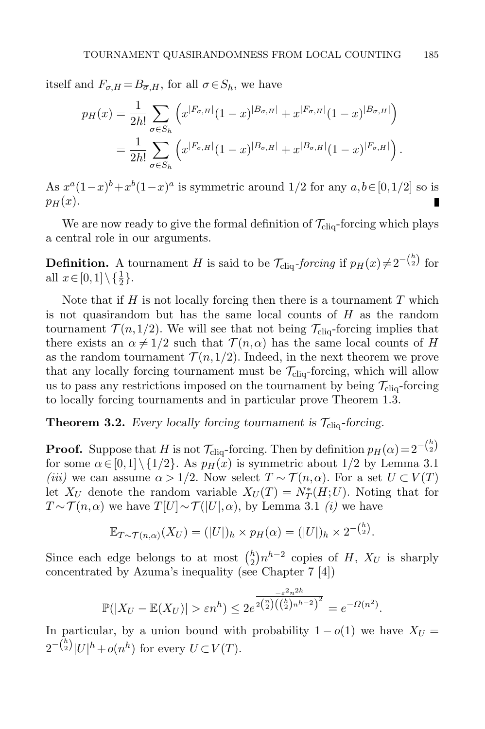itself and $F_{\sigma,H} = B_{\overline{\sigma},H}$, for all $\sigma \in S_h$, we have

$$p_H(x) = \frac{1}{2h!} \sum_{\sigma \in S_h} \left( x^{|F_{\sigma,H}|}(1-x)^{|B_{\sigma,H}|} + x^{|F_{\overline{\sigma},H}|}(1-x)^{|B_{\overline{\sigma},H}|} \right)$$
$$= \frac{1}{2h!} \sum_{\sigma \in S_h} \left( x^{|F_{\sigma,H}|}(1-x)^{|B_{\sigma,H}|} + x^{|B_{\sigma,H}|}(1-x)^{|F_{\sigma,H}|} \right).$$

As $x^a(1-x)^b + x^b(1-x)^a$ is symmetric around $1/2$ for any $a,b \in [0,1/2]$ so is $p_H(x)$. ∎

We are now ready to give the formal definition of $\mathcal{T}_{\text{cliq}}$-forcing which plays a central role in our arguments.

**Definition.** A tournament $H$ is said to be $\mathcal{T}_{\text{cliq}}$*-forcing* if $p_H(x) \neq 2^{-\binom{h}{2}}$ for all $x \in [0,1] \setminus \{\frac{1}{2}\}$.

Note that if $H$ is not locally forcing then there is a tournament $T$ which is not quasirandom but has the same local counts of $H$ as the random tournament $\mathcal{T}(n,1/2)$. We will see that not being $\mathcal{T}_{\text{cliq}}$-forcing implies that there exists an $\alpha \neq 1/2$ such that $\mathcal{T}(n,\alpha)$ has the same local counts of $H$ as the random tournament $\mathcal{T}(n,1/2)$. Indeed, in the next theorem we prove that any locally forcing tournament must be $\mathcal{T}_{\text{cliq}}$-forcing, which will allow us to pass any restrictions imposed on the tournament by being $\mathcal{T}_{\text{cliq}}$-forcing to locally forcing tournaments and in particular prove Theorem 1.3.

**Theorem 3.2.** *Every locally forcing tournament is* $\mathcal{T}_{\text{cliq}}$*-forcing.*

**Proof.** Suppose that $H$ is not $\mathcal{T}_{\text{cliq}}$-forcing. Then by definition $p_H(\alpha) = 2^{-\binom{h}{2}}$ for some $\alpha \in [0,1] \setminus \{1/2\}$. As $p_H(x)$ is symmetric about $1/2$ by Lemma 3.1 *(iii)* we can assume $\alpha > 1/2$. Now select $T \sim \mathcal{T}(n,\alpha)$. For a set $U \subset V(T)$ let $X_U$ denote the random variable $X_U(T) = N_T^*(H;U)$. Noting that for $T \sim \mathcal{T}(n,\alpha)$ we have $T[U] \sim \mathcal{T}(|U|,\alpha)$, by Lemma 3.1 *(i)* we have

$$\mathbb{E}_{T\sim\mathcal{T}(n,\alpha)}(X_U) = (|U|)_h \times p_H(\alpha) = (|U|)_h \times 2^{-\binom{h}{2}}.$$

Since each edge belongs to at most $\binom{h}{2}n^{h-2}$ copies of $H$, $X_U$ is sharply concentrated by Azuma's inequality (see Chapter 7 [4])

$$\mathbb{P}(|X_U - \mathbb{E}(X_U)| > \varepsilon n^h) \leq 2e^{\frac{-\varepsilon^2 n^{2h}}{2\binom{n}{2}\left(\binom{h}{2}n^{h-2}\right)^2}} = e^{-\Omega(n^2)}.$$

In particular, by a union bound with probability $1-o(1)$ we have $X_U = 2^{-\binom{h}{2}}|U|^h + o(n^h)$ for every $U \subset V(T)$.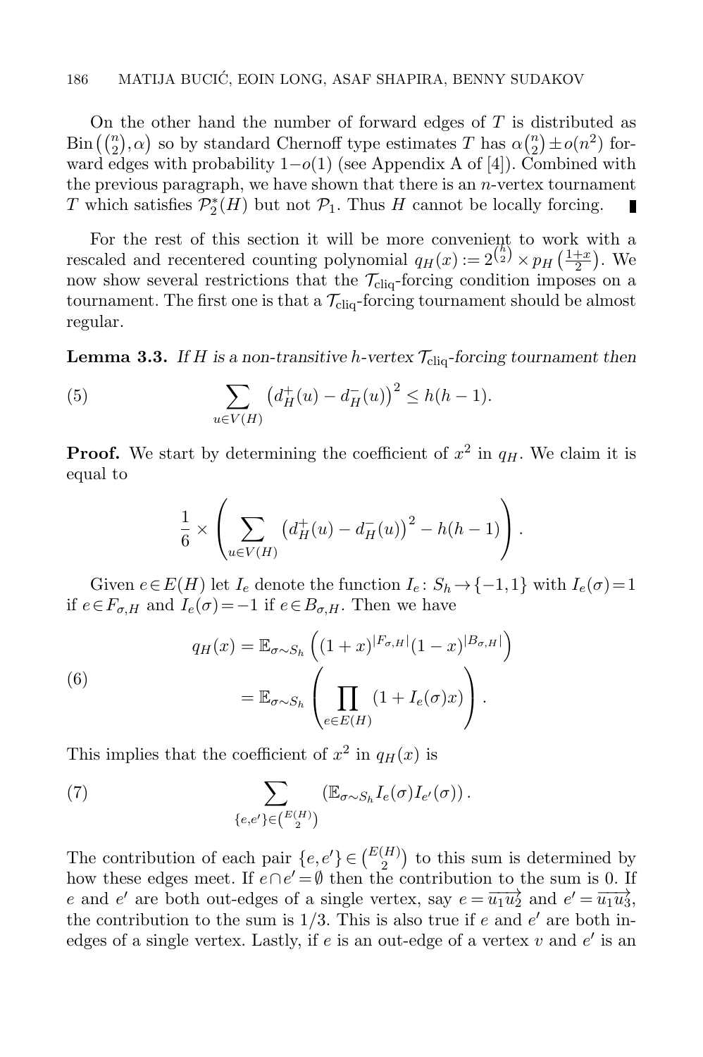On the other hand the number of forward edges of $T$ is distributed as $\mathrm{Bin}\left(\binom{n}{2}, \alpha\right)$ so by standard Chernoff type estimates $T$ has $\alpha\binom{n}{2} \pm o(n^2)$ forward edges with probability $1-o(1)$ (see Appendix A of [4]). Combined with the previous paragraph, we have shown that there is an $n$-vertex tournament $T$ which satisfies $\mathcal{P}_2^*(H)$ but not $\mathcal{P}_1$. Thus $H$ cannot be locally forcing. ∎

For the rest of this section it will be more convenient to work with a rescaled and recentered counting polynomial $q_H(x) := 2^{\binom{h}{2}} \times p_H\left(\frac{1+x}{2}\right)$. We now show several restrictions that the $\mathcal{T}_{\text{cliq}}$-forcing condition imposes on a tournament. The first one is that a $\mathcal{T}_{\text{cliq}}$-forcing tournament should be almost regular.

**Lemma 3.3.** *If $H$ is a non-transitive $h$-vertex $\mathcal{T}_{\text{cliq}}$-forcing tournament then*

$$\sum_{u \in V(H)} \left(d_H^+(u) - d_H^-(u)\right)^2 \leq h(h-1). \tag{5}$$

**Proof.** We start by determining the coefficient of $x^2$ in $q_H$. We claim it is equal to

$$\frac{1}{6} \times \left( \sum_{u \in V(H)} \left(d_H^+(u) - d_H^-(u)\right)^2 - h(h-1) \right).$$

Given $e \in E(H)$ let $I_e$ denote the function $I_e \colon S_h \to \{-1, 1\}$ with $I_e(\sigma) = 1$ if $e \in F_{\sigma,H}$ and $I_e(\sigma) = -1$ if $e \in B_{\sigma,H}$. Then we have

$$\begin{aligned} q_H(x) &= \mathbb{E}_{\sigma \sim S_h} \left( (1+x)^{|F_{\sigma,H}|} (1-x)^{|B_{\sigma,H}|} \right) \\ &= \mathbb{E}_{\sigma \sim S_h} \left( \prod_{e \in E(H)} (1 + I_e(\sigma) x) \right). \end{aligned} \tag{6}$$

This implies that the coefficient of $x^2$ in $q_H(x)$ is

$$\sum_{\{e,e'\} \in \binom{E(H)}{2}} \left( \mathbb{E}_{\sigma \sim S_h} I_e(\sigma) I_{e'}(\sigma) \right). \tag{7}$$

The contribution of each pair $\{e, e'\} \in \binom{E(H)}{2}$ to this sum is determined by how these edges meet. If $e \cap e' = \emptyset$ then the contribution to the sum is 0. If $e$ and $e'$ are both out-edges of a single vertex, say $e = \overrightarrow{u_1 u_2}$ and $e' = \overrightarrow{u_1 u_3}$, the contribution to the sum is $1/3$. This is also true if $e$ and $e'$ are both in-edges of a single vertex. Lastly, if $e$ is an out-edge of a vertex $v$ and $e'$ is an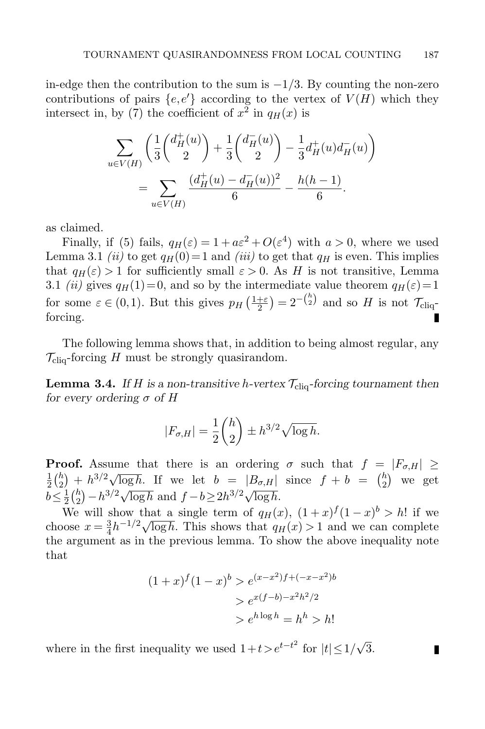in-edge then the contribution to the sum is $-1/3$. By counting the non-zero contributions of pairs $\{e,e'\}$ according to the vertex of $V(H)$ which they intersect in, by (7) the coefficient of $x^2$ in $q_H(x)$ is

$$\sum_{u\in V(H)} \left(\frac{1}{3}\binom{d_H^+(u)}{2} + \frac{1}{3}\binom{d_H^-(u)}{2} - \frac{1}{3}d_H^+(u)d_H^-(u)\right)$$
$$= \sum_{u\in V(H)} \frac{(d_H^+(u)-d_H^-(u))^2}{6} - \frac{h(h-1)}{6}.$$

as claimed.

Finally, if (5) fails, $q_H(\varepsilon) = 1 + a\varepsilon^2 + O(\varepsilon^4)$ with $a > 0$, where we used Lemma 3.1 *(ii)* to get $q_H(0) = 1$ and *(iii)* to get that $q_H$ is even. This implies that $q_H(\varepsilon) > 1$ for sufficiently small $\varepsilon > 0$. As $H$ is not transitive, Lemma 3.1 *(ii)* gives $q_H(1) = 0$, and so by the intermediate value theorem $q_H(\varepsilon) = 1$ for some $\varepsilon \in (0,1)$. But this gives $p_H\left(\frac{1+\varepsilon}{2}\right) = 2^{-\binom{h}{2}}$ and so $H$ is not $\mathcal{T}_{\text{cliq}}$-forcing. ∎

The following lemma shows that, in addition to being almost regular, any $\mathcal{T}_{\text{cliq}}$-forcing $H$ must be strongly quasirandom.

**Lemma 3.4.** *If $H$ is a non-transitive $h$-vertex $\mathcal{T}_{\text{cliq}}$-forcing tournament then for every ordering $\sigma$ of $H$*

$$|F_{\sigma,H}| = \frac{1}{2}\binom{h}{2} \pm h^{3/2}\sqrt{\log h}.$$

**Proof.** Assume that there is an ordering $\sigma$ such that $f = |F_{\sigma,H}| \geq \frac{1}{2}\binom{h}{2} + h^{3/2}\sqrt{\log h}$. If we let $b = |B_{\sigma,H}|$ since $f + b = \binom{h}{2}$ we get $b \leq \frac{1}{2}\binom{h}{2} - h^{3/2}\sqrt{\log h}$ and $f - b \geq 2h^{3/2}\sqrt{\log h}$.

We will show that a single term of $q_H(x)$, $(1+x)^f(1-x)^b > h!$ if we choose $x = \frac{3}{4}h^{-1/2}\sqrt{\log h}$. This shows that $q_H(x) > 1$ and we can complete the argument as in the previous lemma. To show the above inequality note that

$$\begin{aligned}(1+x)^f(1-x)^b &> e^{(x-x^2)f + (-x-x^2)b} \\ &> e^{x(f-b) - x^2h^2/2} \\ &> e^{h\log h} = h^h > h!\end{aligned}$$

where in the first inequality we used $1 + t > e^{t-t^2}$ for $|t| \leq 1/\sqrt{3}$. ∎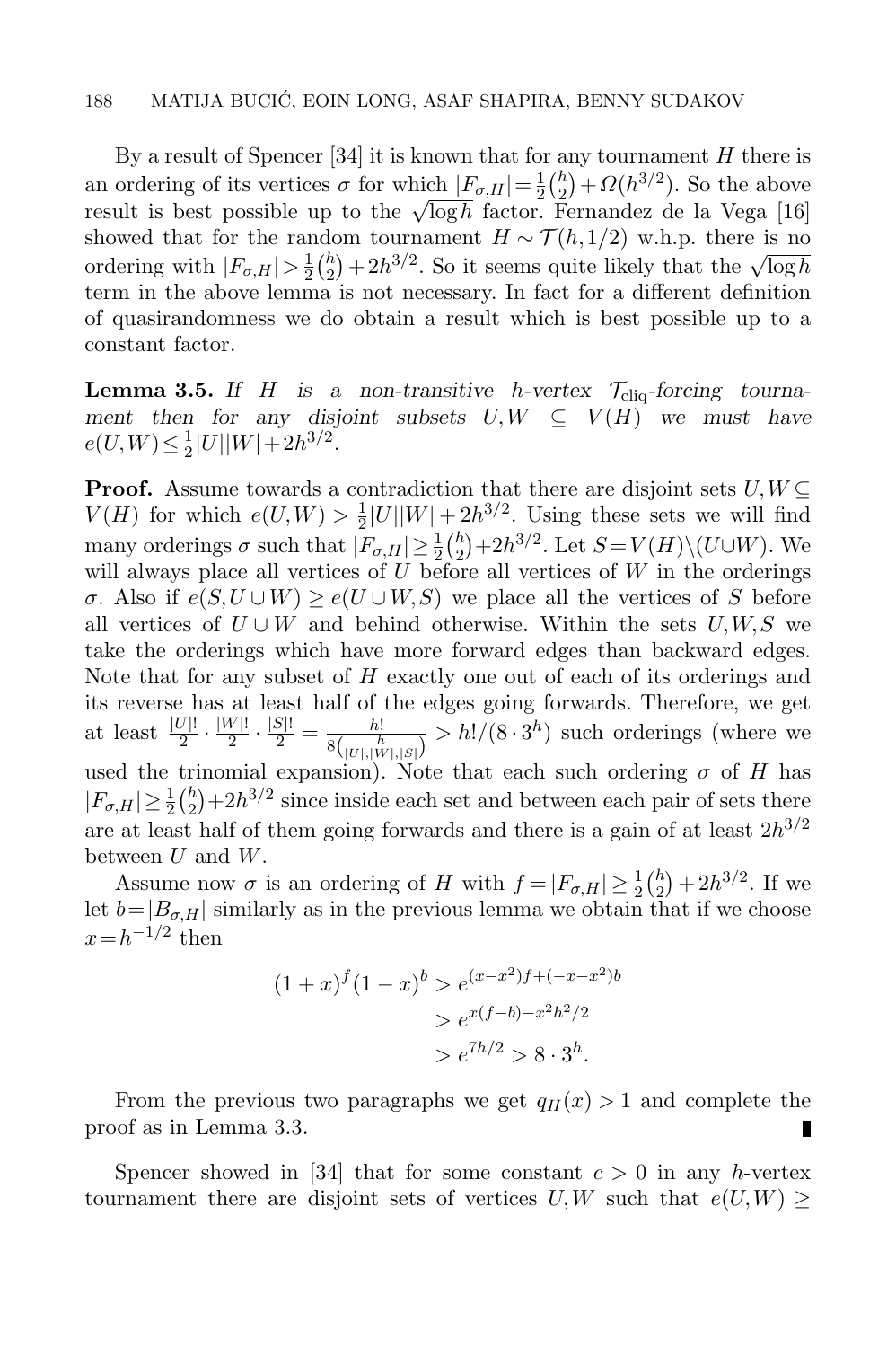By a result of Spencer [34] it is known that for any tournament $H$ there is an ordering of its vertices $\sigma$ for which $|F_{\sigma,H}| = \frac{1}{2}\binom{h}{2} + \Omega(h^{3/2})$. So the above result is best possible up to the $\sqrt{\log h}$ factor. Fernandez de la Vega [16] showed that for the random tournament $H \sim \mathcal{T}(h,1/2)$ w.h.p. there is no ordering with $|F_{\sigma,H}| > \frac{1}{2}\binom{h}{2} + 2h^{3/2}$. So it seems quite likely that the $\sqrt{\log h}$ term in the above lemma is not necessary. In fact for a different definition of quasirandomness we do obtain a result which is best possible up to a constant factor.

**Lemma 3.5.** *If $H$ is a non-transitive $h$-vertex $\mathcal{T}_{\text{cliq}}$-forcing tournament then for any disjoint subsets $U, W \subseteq V(H)$ we must have $e(U,W) \leq \frac{1}{2}|U||W| + 2h^{3/2}$.*

**Proof.** Assume towards a contradiction that there are disjoint sets $U, W \subseteq V(H)$ for which $e(U,W) > \frac{1}{2}|U||W| + 2h^{3/2}$. Using these sets we will find many orderings $\sigma$ such that $|F_{\sigma,H}| \geq \frac{1}{2}\binom{h}{2} + 2h^{3/2}$. Let $S = V(H) \setminus (U \cup W)$. We will always place all vertices of $U$ before all vertices of $W$ in the orderings $\sigma$. Also if $e(S, U \cup W) \geq e(U \cup W, S)$ we place all the vertices of $S$ before all vertices of $U \cup W$ and behind otherwise. Within the sets $U, W, S$ we take the orderings which have more forward edges than backward edges. Note that for any subset of $H$ exactly one out of each of its orderings and its reverse has at least half of the edges going forwards. Therefore, we get at least $\frac{|U|!}{2} \cdot \frac{|W|!}{2} \cdot \frac{|S|!}{2} = \frac{h!}{8\binom{h}{|U|,|W|,|S|}} > h!/(8 \cdot 3^h)$ such orderings (where we used the trinomial expansion). Note that each such ordering $\sigma$ of $H$ has $|F_{\sigma,H}| \geq \frac{1}{2}\binom{h}{2} + 2h^{3/2}$ since inside each set and between each pair of sets there are at least half of them going forwards and there is a gain of at least $2h^{3/2}$ between $U$ and $W$.

Assume now $\sigma$ is an ordering of $H$ with $f = |F_{\sigma,H}| \geq \frac{1}{2}\binom{h}{2} + 2h^{3/2}$. If we let $b = |B_{\sigma,H}|$ similarly as in the previous lemma we obtain that if we choose $x = h^{-1/2}$ then

$$
\begin{aligned}
(1+x)^f (1-x)^b &> e^{(x-x^2)f + (-x-x^2)b} \\
&> e^{x(f-b) - x^2h^2/2} \\
&> e^{7h/2} > 8 \cdot 3^h.
\end{aligned}
$$

From the previous two paragraphs we get $q_H(x) > 1$ and complete the proof as in Lemma 3.3. ∎

Spencer showed in [34] that for some constant $c > 0$ in any $h$-vertex tournament there are disjoint sets of vertices $U, W$ such that $e(U,W) \geq$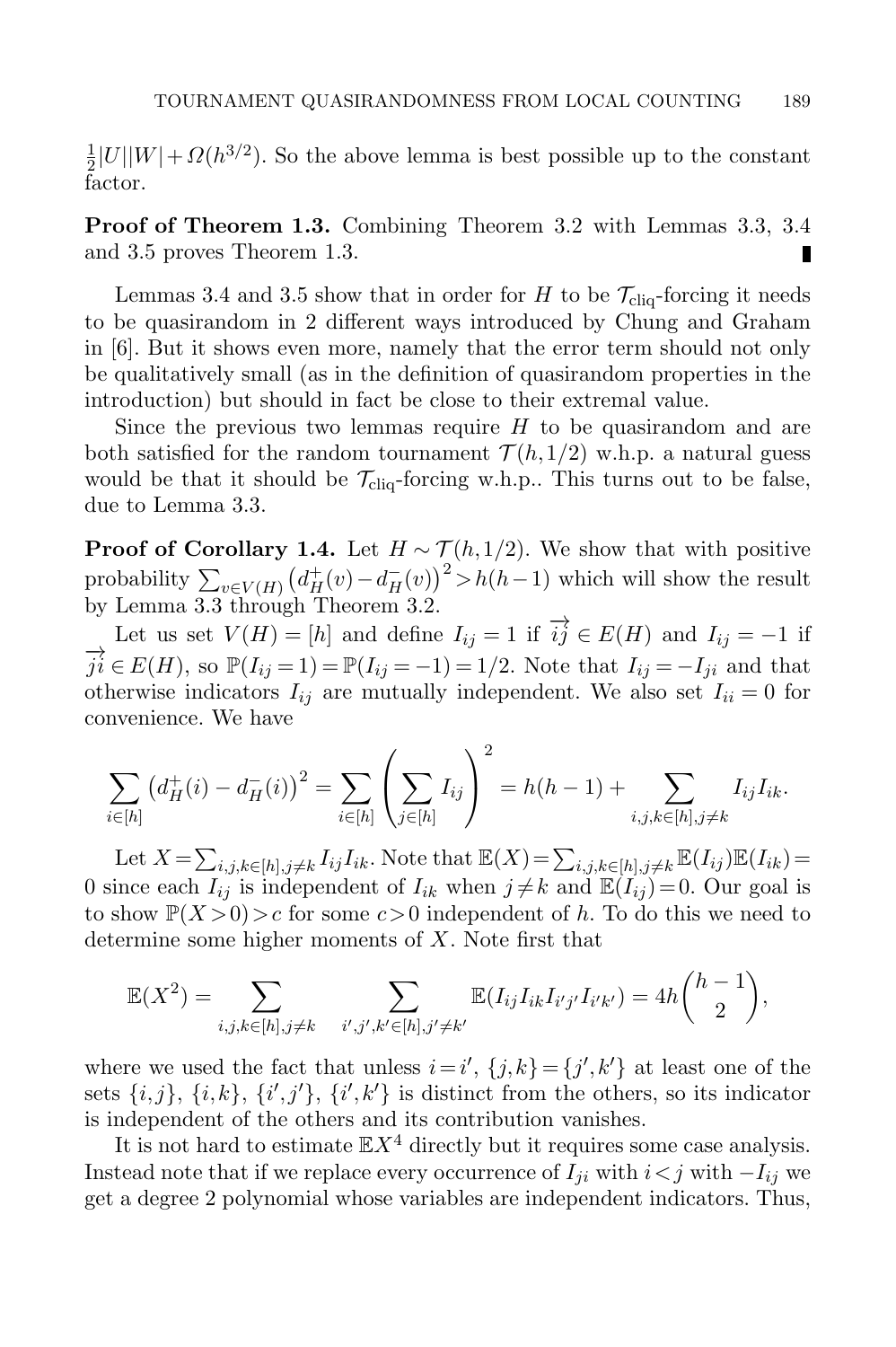$\frac{1}{2}|U||W| + \Omega(h^{3/2})$. So the above lemma is best possible up to the constant factor.

**Proof of Theorem 1.3.** Combining Theorem 3.2 with Lemmas 3.3, 3.4 and 3.5 proves Theorem 1.3. ∎

Lemmas 3.4 and 3.5 show that in order for $H$ to be $\mathcal{T}_{\text{cliq}}$-forcing it needs to be quasirandom in 2 different ways introduced by Chung and Graham in [6]. But it shows even more, namely that the error term should not only be qualitatively small (as in the definition of quasirandom properties in the introduction) but should in fact be close to their extremal value.

Since the previous two lemmas require $H$ to be quasirandom and are both satisfied for the random tournament $\mathcal{T}(h,1/2)$ w.h.p. a natural guess would be that it should be $\mathcal{T}_{\text{cliq}}$-forcing w.h.p.. This turns out to be false, due to Lemma 3.3.

**Proof of Corollary 1.4.** Let $H \sim \mathcal{T}(h,1/2)$. We show that with positive probability $\sum_{v\in V(H)} \left(d_H^+(v) - d_H^-(v)\right)^2 > h(h-1)$ which will show the result by Lemma 3.3 through Theorem 3.2.

Let us set $V(H) = [h]$ and define $I_{ij} = 1$ if $\overrightarrow{ij} \in E(H)$ and $I_{ij} = -1$ if $\overrightarrow{ji} \in E(H)$, so $\mathbb{P}(I_{ij} = 1) = \mathbb{P}(I_{ij} = -1) = 1/2$. Note that $I_{ij} = -I_{ji}$ and that otherwise indicators $I_{ij}$ are mutually independent. We also set $I_{ii} = 0$ for convenience. We have

$$\sum_{i\in[h]} \left(d_H^+(i) - d_H^-(i)\right)^2 = \sum_{i\in[h]} \left(\sum_{j\in[h]} I_{ij}\right)^2 = h(h-1) + \sum_{i,j,k\in[h], j\neq k} I_{ij}I_{ik}.$$

Let $X = \sum_{i,j,k\in[h],j\neq k} I_{ij}I_{ik}$. Note that $\mathbb{E}(X) = \sum_{i,j,k\in[h],j\neq k} \mathbb{E}(I_{ij})\mathbb{E}(I_{ik}) = 0$ since each $I_{ij}$ is independent of $I_{ik}$ when $j \neq k$ and $\mathbb{E}(I_{ij}) = 0$. Our goal is to show $\mathbb{P}(X > 0) > c$ for some $c > 0$ independent of $h$. To do this we need to determine some higher moments of $X$. Note first that

$$\mathbb{E}(X^2) = \sum_{i,j,k\in[h],j\neq k} \quad \sum_{i',j',k'\in[h],j'\neq k'} \mathbb{E}(I_{ij}I_{ik}I_{i'j'}I_{i'k'}) = 4h\binom{h-1}{2},$$

where we used the fact that unless $i = i'$, $\{j,k\} = \{j',k'\}$ at least one of the sets $\{i,j\}$, $\{i,k\}$, $\{i',j'\}$, $\{i',k'\}$ is distinct from the others, so its indicator is independent of the others and its contribution vanishes.

It is not hard to estimate $\mathbb{E}X^4$ directly but it requires some case analysis. Instead note that if we replace every occurrence of $I_{ji}$ with $i < j$ with $-I_{ij}$ we get a degree 2 polynomial whose variables are independent indicators. Thus,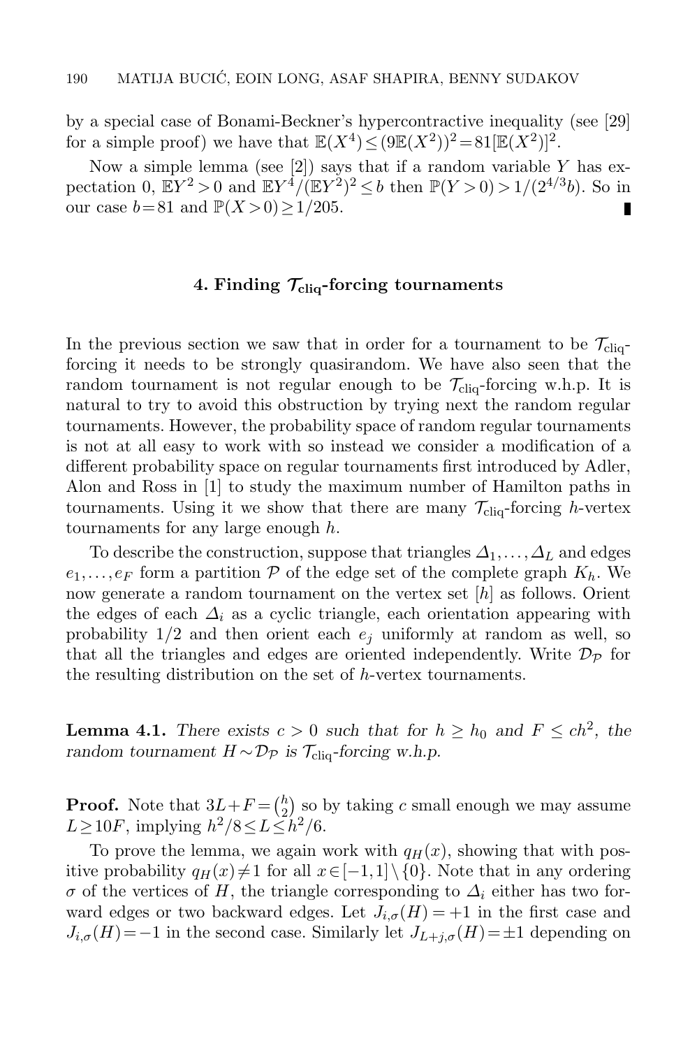by a special case of Bonami-Beckner's hypercontractive inequality (see [29] for a simple proof) we have that $\mathbb{E}(X^4) \le (9\mathbb{E}(X^2))^2 = 81[\mathbb{E}(X^2)]^2$.

Now a simple lemma (see [2]) says that if a random variable $Y$ has expectation 0, $\mathbb{E}Y^2 > 0$ and $\mathbb{E}Y^4/(\mathbb{E}Y^2)^2 \le b$ then $\mathbb{P}(Y>0) > 1/(2^{4/3}b)$. So in our case $b = 81$ and $\mathbb{P}(X>0) \ge 1/205$. ∎

## 4. Finding $\mathcal{T}_{\text{cliq}}$-forcing tournaments

In the previous section we saw that in order for a tournament to be $\mathcal{T}_{\text{cliq}}$-forcing it needs to be strongly quasirandom. We have also seen that the random tournament is not regular enough to be $\mathcal{T}_{\text{cliq}}$-forcing w.h.p. It is natural to try to avoid this obstruction by trying next the random regular tournaments. However, the probability space of random regular tournaments is not at all easy to work with so instead we consider a modification of a different probability space on regular tournaments first introduced by Adler, Alon and Ross in [1] to study the maximum number of Hamilton paths in tournaments. Using it we show that there are many $\mathcal{T}_{\text{cliq}}$-forcing $h$-vertex tournaments for any large enough $h$.

To describe the construction, suppose that triangles $\Delta_1, \dots, \Delta_L$ and edges $e_1, \dots, e_F$ form a partition $\mathcal{P}$ of the edge set of the complete graph $K_h$. We now generate a random tournament on the vertex set $[h]$ as follows. Orient the edges of each $\Delta_i$ as a cyclic triangle, each orientation appearing with probability $1/2$ and then orient each $e_j$ uniformly at random as well, so that all the triangles and edges are oriented independently. Write $\mathcal{D}_{\mathcal{P}}$ for the resulting distribution on the set of $h$-vertex tournaments.

**Lemma 4.1.** *There exists $c > 0$ such that for $h \ge h_0$ and $F \le ch^2$, the random tournament $H \sim \mathcal{D}_{\mathcal{P}}$ is $\mathcal{T}_{\text{cliq}}$-forcing w.h.p.*

**Proof.** Note that $3L + F = \binom{h}{2}$ so by taking $c$ small enough we may assume $L \ge 10F$, implying $h^2/8 \le L \le h^2/6$.

To prove the lemma, we again work with $q_H(x)$, showing that with positive probability $q_H(x) \ne 1$ for all $x \in [-1,1] \setminus \{0\}$. Note that in any ordering $\sigma$ of the vertices of $H$, the triangle corresponding to $\Delta_i$ either has two forward edges or two backward edges. Let $J_{i,\sigma}(H) = +1$ in the first case and $J_{i,\sigma}(H) = -1$ in the second case. Similarly let $J_{L+j,\sigma}(H) = \pm 1$ depending on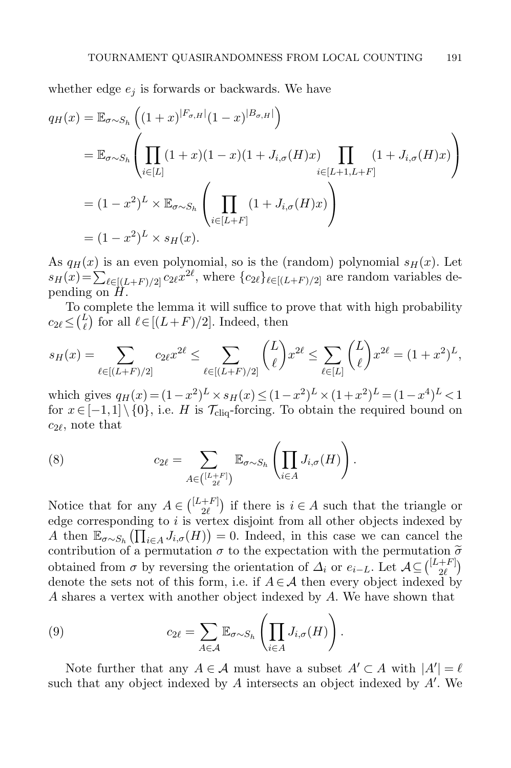whether edge $e_j$ is forwards or backwards. We have

$$
\begin{aligned}
q_H(x) &= \mathbb{E}_{\sigma\sim S_h}\left((1+x)^{|F_{\sigma,H}|}(1-x)^{|B_{\sigma,H}|}\right)\\
&= \mathbb{E}_{\sigma\sim S_h}\left(\prod_{i\in[L]}(1+x)(1-x)(1+J_{i,\sigma}(H)x)\prod_{i\in[L+1,L+F]}(1+J_{i,\sigma}(H)x)\right)\\
&= (1-x^2)^L \times \mathbb{E}_{\sigma\sim S_h}\left(\prod_{i\in[L+F]}(1+J_{i,\sigma}(H)x)\right)\\
&= (1-x^2)^L \times s_H(x).
\end{aligned}
$$

As $q_H(x)$ is an even polynomial, so is the (random) polynomial $s_H(x)$. Let $s_H(x)=\sum_{\ell\in[(L+F)/2]} c_{2\ell}x^{2\ell}$, where $\{c_{2\ell}\}_{\ell\in[(L+F)/2]}$ are random variables depending on $H$.

To complete the lemma it will suffice to prove that with high probability $c_{2\ell}\le\binom{L}{\ell}$ for all $\ell\in[(L+F)/2]$. Indeed, then

$$
s_H(x) = \sum_{\ell\in[(L+F)/2]} c_{2\ell}x^{2\ell} \le \sum_{\ell\in[(L+F)/2]}\binom{L}{\ell}x^{2\ell} \le \sum_{\ell\in[L]}\binom{L}{\ell}x^{2\ell} = (1+x^2)^L,
$$

which gives $q_H(x)=(1-x^2)^L\times s_H(x)\le(1-x^2)^L\times(1+x^2)^L=(1-x^4)^L<1$ for $x\in[-1,1]\setminus\{0\}$, i.e. $H$ is $\mathcal{T}_{\text{cliq}}$-forcing. To obtain the required bound on $c_{2\ell}$, note that

$$
c_{2\ell} = \sum_{A\in\binom{[L+F]}{2\ell}} \mathbb{E}_{\sigma\sim S_h}\left(\prod_{i\in A}J_{i,\sigma}(H)\right). \tag{8}
$$

Notice that for any $A\in\binom{[L+F]}{2\ell}$ if there is $i\in A$ such that the triangle or edge corresponding to $i$ is vertex disjoint from all other objects indexed by $A$ then $\mathbb{E}_{\sigma\sim S_h}\left(\prod_{i\in A}J_{i,\sigma}(H)\right)=0$. Indeed, in this case we can cancel the contribution of a permutation $\sigma$ to the expectation with the permutation $\widetilde{\sigma}$ obtained from $\sigma$ by reversing the orientation of $\Delta_i$ or $e_{i-L}$. Let $\mathcal{A}\subseteq\binom{[L+F]}{2\ell}$ denote the sets not of this form, i.e. if $A\in\mathcal{A}$ then every object indexed by $A$ shares a vertex with another object indexed by $A$. We have shown that

$$
c_{2\ell} = \sum_{A\in\mathcal{A}} \mathbb{E}_{\sigma\sim S_h}\left(\prod_{i\in A}J_{i,\sigma}(H)\right). \tag{9}
$$

Note further that any $A\in\mathcal{A}$ must have a subset $A'\subset A$ with $|A'|=\ell$ such that any object indexed by $A$ intersects an object indexed by $A'$. We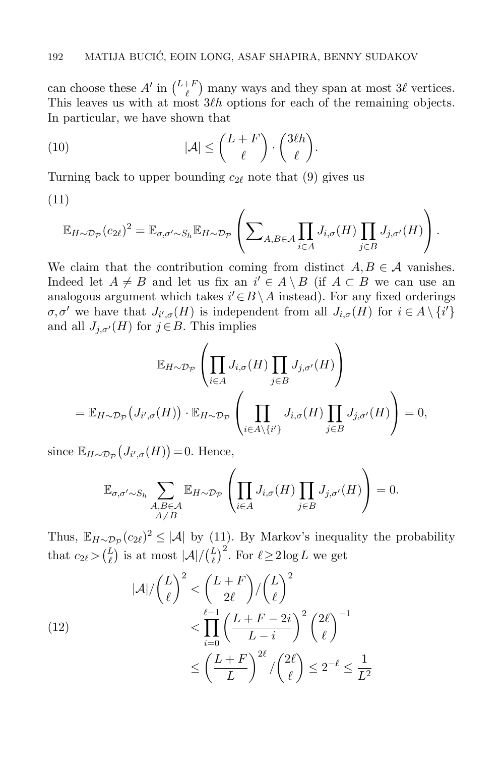can choose these $A'$ in $\binom{L+F}{\ell}$ many ways and they span at most $3\ell$ vertices. This leaves us with at most $3\ell h$ options for each of the remaining objects. In particular, we have shown that

$$|\mathcal{A}| \leq \binom{L+F}{\ell} \cdot \binom{3\ell h}{\ell}. \tag{10}$$

Turning back to upper bounding $c_{2\ell}$ note that (9) gives us

$$\mathbb{E}_{H \sim \mathcal{D}_\mathcal{P}}(c_{2\ell})^2 = \mathbb{E}_{\sigma,\sigma' \sim S_h} \mathbb{E}_{H \sim \mathcal{D}_\mathcal{P}} \left( \sum\nolimits_{A,B \in \mathcal{A}} \prod_{i \in A} J_{i,\sigma}(H) \prod_{j \in B} J_{j,\sigma'}(H) \right). \tag{11}$$

We claim that the contribution coming from distinct $A, B \in \mathcal{A}$ vanishes. Indeed let $A \neq B$ and let us fix an $i' \in A \setminus B$ (if $A \subset B$ we can use an analogous argument which takes $i' \in B \setminus A$ instead). For any fixed orderings $\sigma, \sigma'$ we have that $J_{i',\sigma}(H)$ is independent from all $J_{i,\sigma}(H)$ for $i \in A \setminus \{i'\}$ and all $J_{j,\sigma'}(H)$ for $j \in B$. This implies

$$\mathbb{E}_{H \sim \mathcal{D}_\mathcal{P}} \left( \prod_{i \in A} J_{i,\sigma}(H) \prod_{j \in B} J_{j,\sigma'}(H) \right)$$

$$= \mathbb{E}_{H \sim \mathcal{D}_\mathcal{P}}\big(J_{i',\sigma}(H)\big) \cdot \mathbb{E}_{H \sim \mathcal{D}_\mathcal{P}} \left( \prod_{i \in A \setminus \{i'\}} J_{i,\sigma}(H) \prod_{j \in B} J_{j,\sigma'}(H) \right) = 0,$$

since $\mathbb{E}_{H \sim \mathcal{D}_\mathcal{P}}\big(J_{i',\sigma}(H)\big) = 0$. Hence,

$$\mathbb{E}_{\sigma,\sigma' \sim S_h} \sum_{\substack{A,B \in \mathcal{A} \\ A \neq B}} \mathbb{E}_{H \sim \mathcal{D}_\mathcal{P}} \left( \prod_{i \in A} J_{i,\sigma}(H) \prod_{j \in B} J_{j,\sigma'}(H) \right) = 0.$$

Thus, $\mathbb{E}_{H \sim \mathcal{D}_\mathcal{P}}(c_{2\ell})^2 \leq |\mathcal{A}|$ by (11). By Markov's inequality the probability that $c_{2\ell} > \binom{L}{\ell}$ is at most $|\mathcal{A}|/\binom{L}{\ell}^2$. For $\ell \geq 2 \log L$ we get

$$\begin{aligned} |\mathcal{A}|/\binom{L}{\ell}^2 &< \binom{L+F}{2\ell}/\binom{L}{\ell}^2 \\ &< \prod_{i=0}^{\ell-1} \left( \frac{L+F-2i}{L-i} \right)^2 \binom{2\ell}{\ell}^{-1} \\ &\leq \left( \frac{L+F}{L} \right)^{2\ell} / \binom{2\ell}{\ell} \leq 2^{-\ell} \leq \frac{1}{L^2} \end{aligned} \tag{12}$$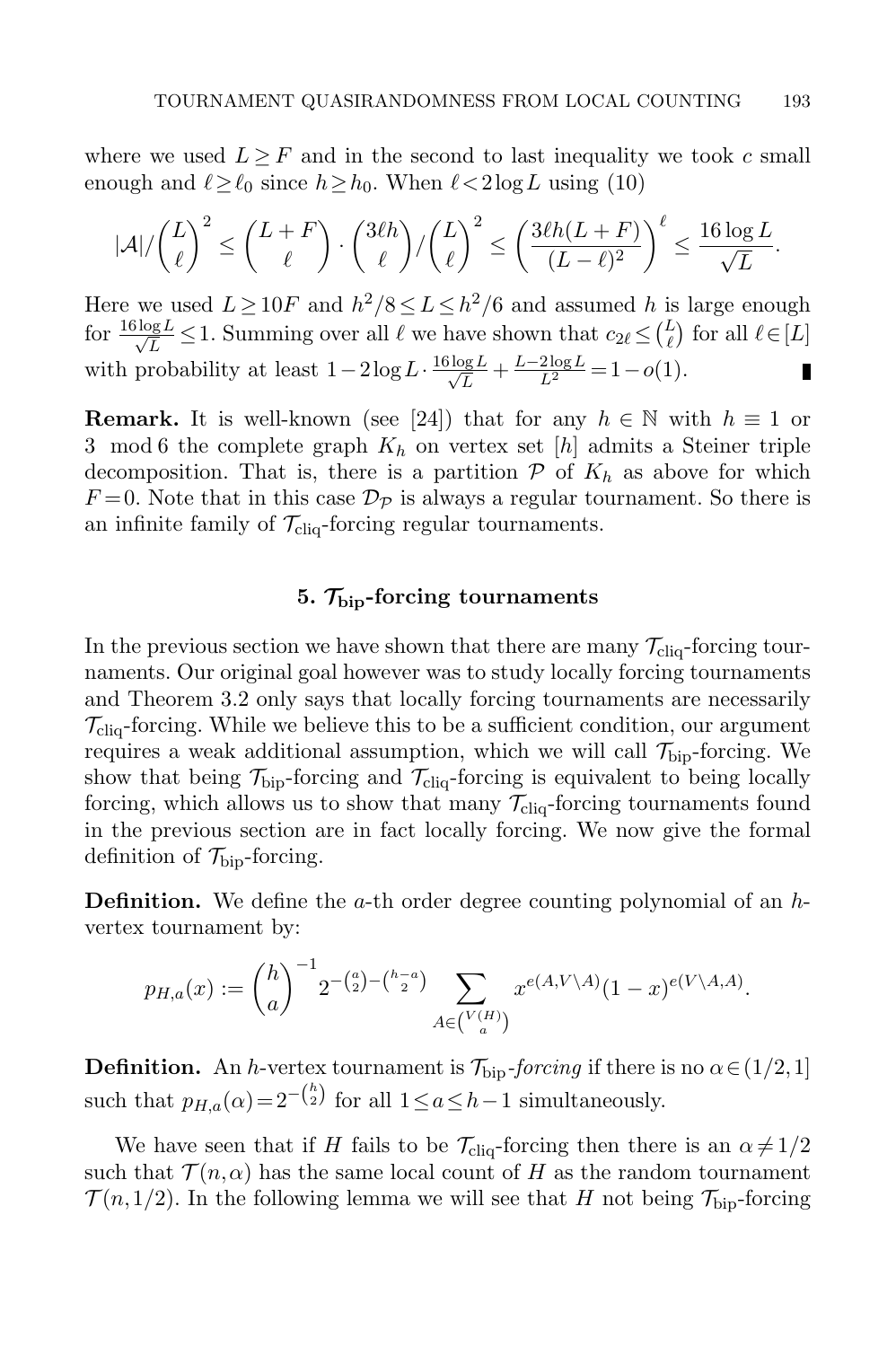where we used $L \geq F$ and in the second to last inequality we took $c$ small enough and $\ell \geq \ell_0$ since $h \geq h_0$. When $\ell < 2\log L$ using (10)

$$|\mathcal{A}|/\binom{L}{\ell}^2 \leq \binom{L+F}{\ell} \cdot \binom{3\ell h}{\ell}/\binom{L}{\ell}^2 \leq \left(\frac{3\ell h(L+F)}{(L-\ell)^2}\right)^\ell \leq \frac{16\log L}{\sqrt{L}}.$$

Here we used $L \geq 10F$ and $h^2/8 \leq L \leq h^2/6$ and assumed $h$ is large enough for $\frac{16\log L}{\sqrt{L}} \leq 1$. Summing over all $\ell$ we have shown that $c_{2\ell} \leq \binom{L}{\ell}$ for all $\ell \in [L]$ with probability at least $1 - 2\log L \cdot \frac{16\log L}{\sqrt{L}} + \frac{L - 2\log L}{L^2} = 1 - o(1)$. ∎

**Remark.** It is well-known (see [24]) that for any $h \in \mathbb{N}$ with $h \equiv 1$ or $3 \mod 6$ the complete graph $K_h$ on vertex set $[h]$ admits a Steiner triple decomposition. That is, there is a partition $\mathcal{P}$ of $K_h$ as above for which $F = 0$. Note that in this case $\mathcal{D}_{\mathcal{P}}$ is always a regular tournament. So there is an infinite family of $\mathcal{T}_{\text{cliq}}$-forcing regular tournaments.

## 5. $\mathcal{T}_{\text{bip}}$-forcing tournaments

In the previous section we have shown that there are many $\mathcal{T}_{\text{cliq}}$-forcing tournaments. Our original goal however was to study locally forcing tournaments and Theorem 3.2 only says that locally forcing tournaments are necessarily $\mathcal{T}_{\text{cliq}}$-forcing. While we believe this to be a sufficient condition, our argument requires a weak additional assumption, which we will call $\mathcal{T}_{\text{bip}}$-forcing. We show that being $\mathcal{T}_{\text{bip}}$-forcing and $\mathcal{T}_{\text{cliq}}$-forcing is equivalent to being locally forcing, which allows us to show that many $\mathcal{T}_{\text{cliq}}$-forcing tournaments found in the previous section are in fact locally forcing. We now give the formal definition of $\mathcal{T}_{\text{bip}}$-forcing.

**Definition.** We define the $a$-th order degree counting polynomial of an $h$-vertex tournament by:

$$p_{H,a}(x) := \binom{h}{a}^{-1} 2^{-\binom{a}{2} - \binom{h-a}{2}} \sum_{A \in \binom{V(H)}{a}} x^{e(A, V\setminus A)}(1-x)^{e(V\setminus A, A)}.$$

**Definition.** An $h$-vertex tournament is $\mathcal{T}_{\text{bip}}$-*forcing* if there is no $\alpha \in (1/2, 1]$ such that $p_{H,a}(\alpha) = 2^{-\binom{h}{2}}$ for all $1 \leq a \leq h-1$ simultaneously.

We have seen that if $H$ fails to be $\mathcal{T}_{\text{cliq}}$-forcing then there is an $\alpha \neq 1/2$ such that $\mathcal{T}(n, \alpha)$ has the same local count of $H$ as the random tournament $\mathcal{T}(n, 1/2)$. In the following lemma we will see that $H$ not being $\mathcal{T}_{\text{bip}}$-forcing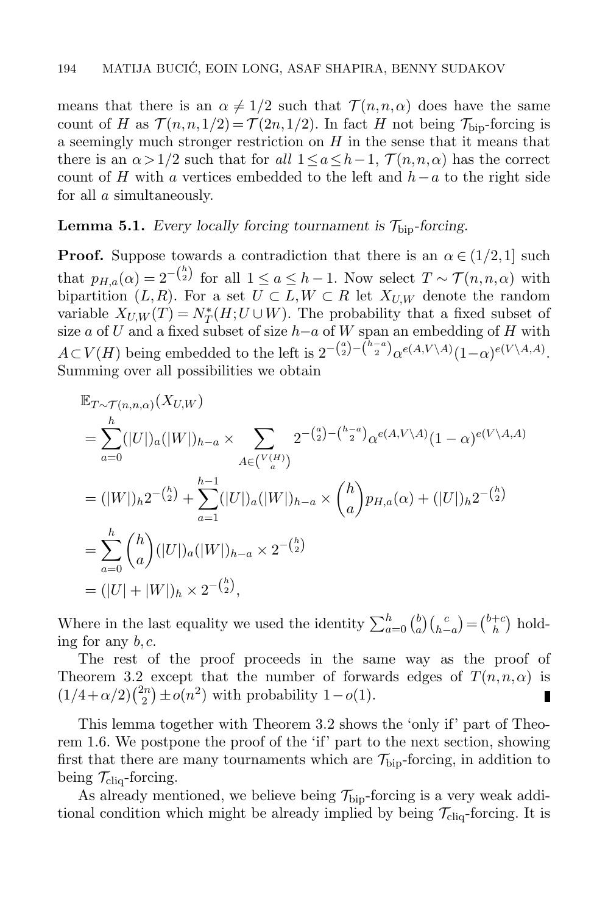means that there is an $\alpha \neq 1/2$ such that $\mathcal{T}(n,n,\alpha)$ does have the same count of $H$ as $\mathcal{T}(n,n,1/2) = \mathcal{T}(2n,1/2)$. In fact $H$ not being $\mathcal{T}_{\text{bip}}$-forcing is a seemingly much stronger restriction on $H$ in the sense that it means that there is an $\alpha > 1/2$ such that for *all* $1 \le a \le h-1$, $\mathcal{T}(n,n,\alpha)$ has the correct count of $H$ with $a$ vertices embedded to the left and $h-a$ to the right side for all $a$ simultaneously.

**Lemma 5.1.** *Every locally forcing tournament is $\mathcal{T}_{\text{bip}}$-forcing.*

**Proof.** Suppose towards a contradiction that there is an $\alpha \in (1/2,1]$ such that $p_{H,a}(\alpha) = 2^{-\binom{h}{2}}$ for all $1 \le a \le h-1$. Now select $T \sim \mathcal{T}(n,n,\alpha)$ with bipartition $(L,R)$. For a set $U \subset L, W \subset R$ let $X_{U,W}$ denote the random variable $X_{U,W}(T) = N^*_T(H; U \cup W)$. The probability that a fixed subset of size $a$ of $U$ and a fixed subset of size $h-a$ of $W$ span an embedding of $H$ with $A \subset V(H)$ being embedded to the left is $2^{-\binom{a}{2}-\binom{h-a}{2}}\alpha^{e(A,V\setminus A)}(1-\alpha)^{e(V\setminus A,A)}$. Summing over all possibilities we obtain

$$
\begin{aligned}
&\mathbb{E}_{T\sim\mathcal{T}(n,n,\alpha)}(X_{U,W}) \\
&= \sum_{a=0}^{h} (|U|)_a(|W|)_{h-a} \times \sum_{A\in\binom{V(H)}{a}} 2^{-\binom{a}{2}-\binom{h-a}{2}}\alpha^{e(A,V\setminus A)}(1-\alpha)^{e(V\setminus A,A)} \\
&= (|W|)_h 2^{-\binom{h}{2}} + \sum_{a=1}^{h-1}(|U|)_a(|W|)_{h-a} \times \binom{h}{a} p_{H,a}(\alpha) + (|U|)_h 2^{-\binom{h}{2}} \\
&= \sum_{a=0}^{h}\binom{h}{a}(|U|)_a(|W|)_{h-a} \times 2^{-\binom{h}{2}} \\
&= (|U|+|W|)_h \times 2^{-\binom{h}{2}},
\end{aligned}
$$

Where in the last equality we used the identity $\sum_{a=0}^{h}\binom{b}{a}\binom{c}{h-a} = \binom{b+c}{h}$ holding for any $b,c$.

The rest of the proof proceeds in the same way as the proof of Theorem 3.2 except that the number of forwards edges of $T(n,n,\alpha)$ is $(1/4+\alpha/2)\binom{2n}{2} \pm o(n^2)$ with probability $1-o(1)$. ∎

This lemma together with Theorem 3.2 shows the 'only if' part of Theorem 1.6. We postpone the proof of the 'if' part to the next section, showing first that there are many tournaments which are $\mathcal{T}_{\text{bip}}$-forcing, in addition to being $\mathcal{T}_{\text{cliq}}$-forcing.

As already mentioned, we believe being $\mathcal{T}_{\text{bip}}$-forcing is a very weak additional condition which might be already implied by being $\mathcal{T}_{\text{cliq}}$-forcing. It is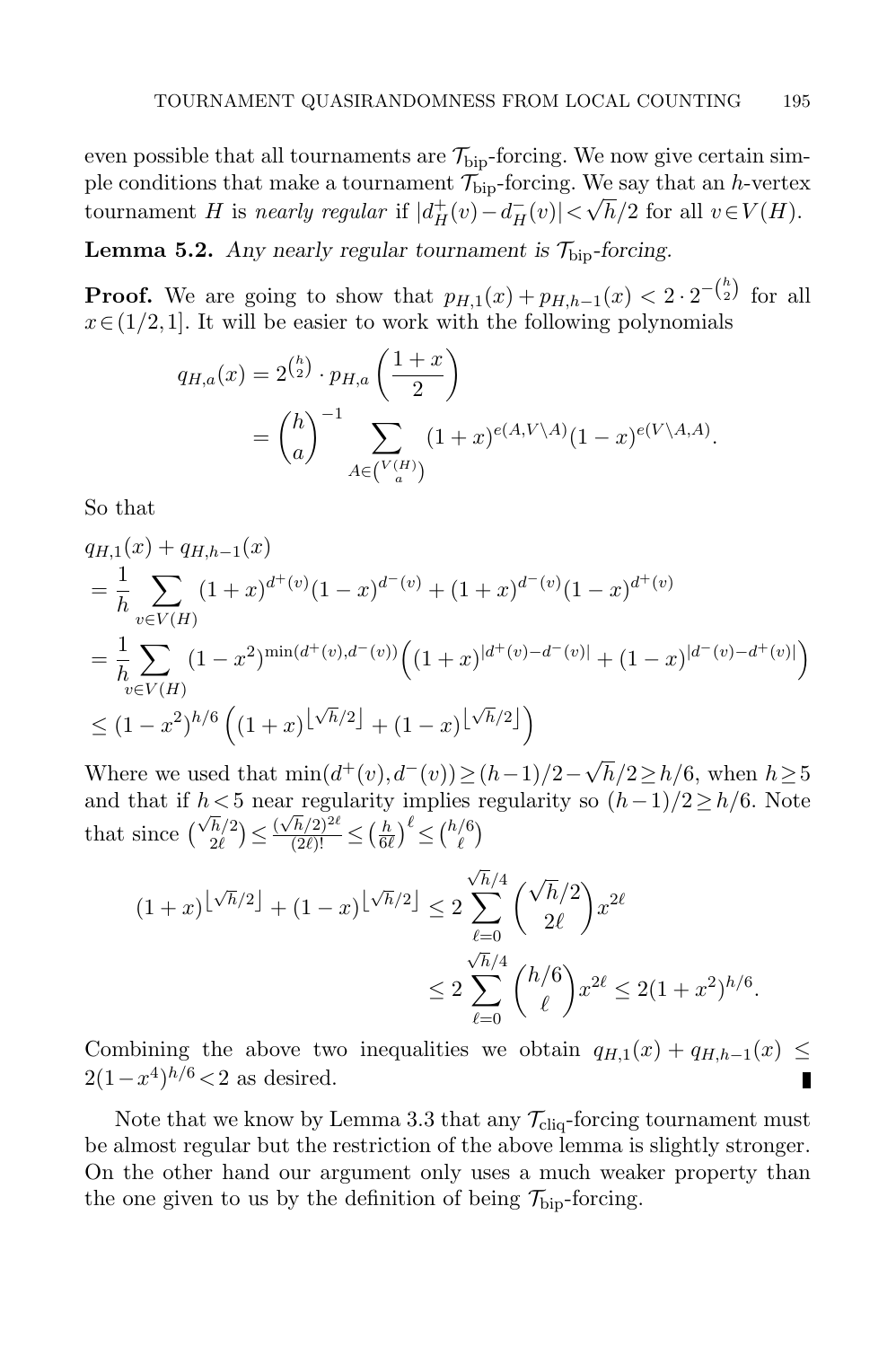even possible that all tournaments are $\mathcal{T}_{\text{bip}}$-forcing. We now give certain simple conditions that make a tournament $\mathcal{T}_{\text{bip}}$-forcing. We say that an $h$-vertex tournament $H$ is *nearly regular* if $|d_H^+(v) - d_H^-(v)| < \sqrt{h}/2$ for all $v \in V(H)$.

**Lemma 5.2.** *Any nearly regular tournament is $\mathcal{T}_{\text{bip}}$-forcing.*

**Proof.** We are going to show that $p_{H,1}(x) + p_{H,h-1}(x) < 2 \cdot 2^{-\binom{h}{2}}$ for all $x \in (1/2, 1]$. It will be easier to work with the following polynomials

$$
\begin{aligned}
q_{H,a}(x) &= 2^{\binom{h}{2}} \cdot p_{H,a}\left(\frac{1+x}{2}\right) \\
&= \binom{h}{a}^{-1} \sum_{A \in \binom{V(H)}{a}} (1+x)^{e(A, V\setminus A)} (1-x)^{e(V \setminus A, A)}.
\end{aligned}
$$

So that

$$
\begin{aligned}
&q_{H,1}(x) + q_{H,h-1}(x) \\
&= \frac{1}{h} \sum_{v \in V(H)} (1+x)^{d^+(v)} (1-x)^{d^-(v)} + (1+x)^{d^-(v)} (1-x)^{d^+(v)} \\
&= \frac{1}{h} \sum_{v \in V(H)} (1-x^2)^{\min(d^+(v), d^-(v))} \Big( (1+x)^{|d^+(v) - d^-(v)|} + (1-x)^{|d^-(v) - d^+(v)|} \Big) \\
&\leq (1-x^2)^{h/6} \left( (1+x)^{\lfloor \sqrt{h}/2 \rfloor} + (1-x)^{\lfloor \sqrt{h}/2 \rfloor} \right)
\end{aligned}
$$

Where we used that $\min(d^+(v), d^-(v)) \geq (h-1)/2 - \sqrt{h}/2 \geq h/6$, when $h \geq 5$ and that if $h < 5$ near regularity implies regularity so $(h-1)/2 \geq h/6$. Note that since $\binom{\sqrt{h}/2}{2\ell} \leq \frac{(\sqrt{h}/2)^{2\ell}}{(2\ell)!} \leq \left(\frac{h}{6\ell}\right)^{\ell} \leq \binom{h/6}{\ell}$

$$
\begin{aligned}
(1+x)^{\lfloor \sqrt{h}/2 \rfloor} + (1-x)^{\lfloor \sqrt{h}/2 \rfloor} &\leq 2 \sum_{\ell=0}^{\sqrt{h}/4} \binom{\sqrt{h}/2}{2\ell} x^{2\ell} \\
&\leq 2 \sum_{\ell=0}^{\sqrt{h}/4} \binom{h/6}{\ell} x^{2\ell} \leq 2(1+x^2)^{h/6}.
\end{aligned}
$$

Combining the above two inequalities we obtain $q_{H,1}(x) + q_{H,h-1}(x) \leq 2(1-x^4)^{h/6} < 2$ as desired. ∎

Note that we know by Lemma 3.3 that any $\mathcal{T}_{\text{cliq}}$-forcing tournament must be almost regular but the restriction of the above lemma is slightly stronger. On the other hand our argument only uses a much weaker property than the one given to us by the definition of being $\mathcal{T}_{\text{bip}}$-forcing.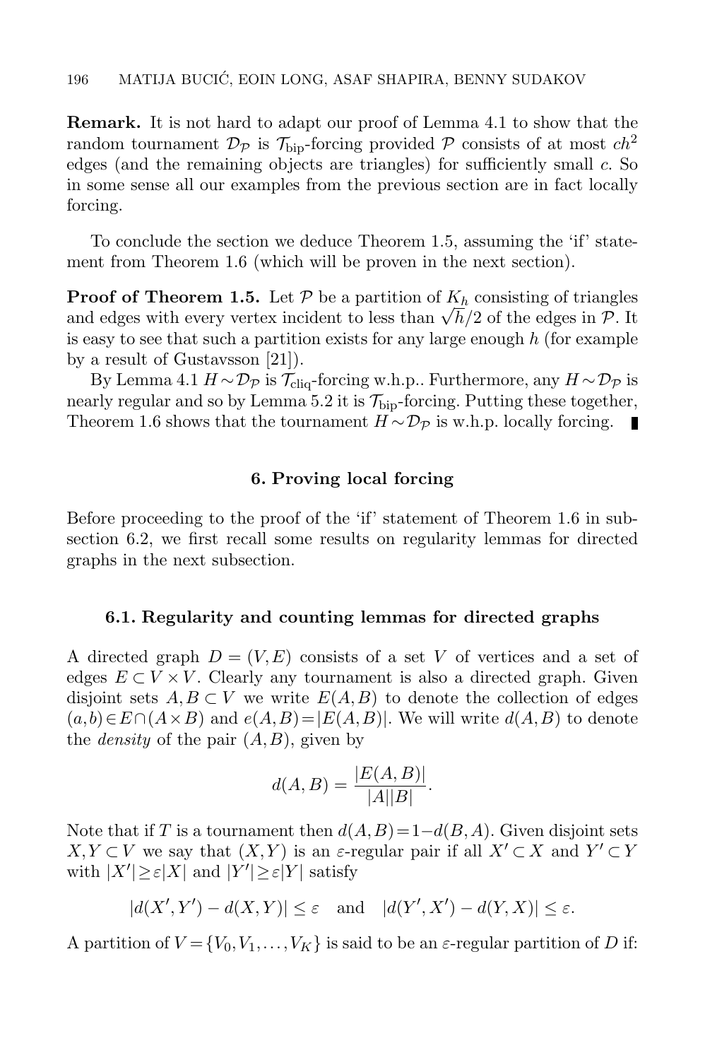**Remark.** It is not hard to adapt our proof of Lemma 4.1 to show that the random tournament $\mathcal{D}_{\mathcal{P}}$ is $\mathcal{T}_{\text{bip}}$-forcing provided $\mathcal{P}$ consists of at most $ch^2$ edges (and the remaining objects are triangles) for sufficiently small $c$. So in some sense all our examples from the previous section are in fact locally forcing.

To conclude the section we deduce Theorem 1.5, assuming the 'if' statement from Theorem 1.6 (which will be proven in the next section).

**Proof of Theorem 1.5.** Let $\mathcal{P}$ be a partition of $K_h$ consisting of triangles and edges with every vertex incident to less than $\sqrt{h}/2$ of the edges in $\mathcal{P}$. It is easy to see that such a partition exists for any large enough $h$ (for example by a result of Gustavsson [21]).

By Lemma 4.1 $H\sim\mathcal{D}_{\mathcal{P}}$ is $\mathcal{T}_{\text{cliq}}$-forcing w.h.p.. Furthermore, any $H\sim\mathcal{D}_{\mathcal{P}}$ is nearly regular and so by Lemma 5.2 it is $\mathcal{T}_{\text{bip}}$-forcing. Putting these together, Theorem 1.6 shows that the tournament $H\sim\mathcal{D}_{\mathcal{P}}$ is w.h.p. locally forcing. ∎

## 6. Proving local forcing

Before proceeding to the proof of the 'if' statement of Theorem 1.6 in subsection 6.2, we first recall some results on regularity lemmas for directed graphs in the next subsection.

### 6.1. Regularity and counting lemmas for directed graphs

A directed graph $D=(V,E)$ consists of a set $V$ of vertices and a set of edges $E\subset V\times V$. Clearly any tournament is also a directed graph. Given disjoint sets $A,B\subset V$ we write $E(A,B)$ to denote the collection of edges $(a,b)\in E\cap(A\times B)$ and $e(A,B)=|E(A,B)|$. We will write $d(A,B)$ to denote the *density* of the pair $(A,B)$, given by

$$d(A,B)=\frac{|E(A,B)|}{|A||B|}.$$

Note that if $T$ is a tournament then $d(A,B)=1-d(B,A)$. Given disjoint sets $X,Y\subset V$ we say that $(X,Y)$ is an $\varepsilon$-regular pair if all $X'\subset X$ and $Y'\subset Y$ with $|X'|\geq\varepsilon|X|$ and $|Y'|\geq\varepsilon|Y|$ satisfy

$$|d(X',Y')-d(X,Y)|\leq\varepsilon \quad\text{and}\quad |d(Y',X')-d(Y,X)|\leq\varepsilon.$$

A partition of $V=\{V_0,V_1,\ldots,V_K\}$ is said to be an $\varepsilon$-regular partition of $D$ if: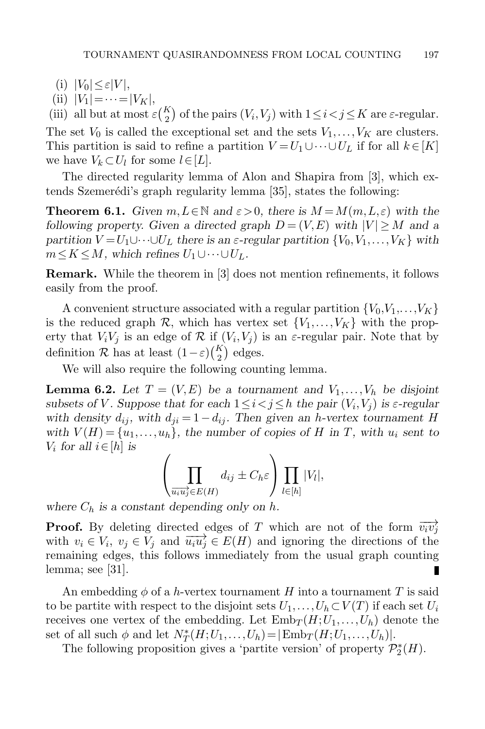(i) $|V_0| \le \varepsilon |V|$,

(ii) $|V_1| = \cdots = |V_K|$,

(iii) all but at most $\varepsilon\binom{K}{2}$ of the pairs $(V_i, V_j)$ with $1 \le i < j \le K$ are $\varepsilon$-regular.

The set $V_0$ is called the exceptional set and the sets $V_1, \ldots, V_K$ are clusters. This partition is said to refine a partition $V = U_1 \cup \cdots \cup U_L$ if for all $k \in [K]$ we have $V_k \subset U_l$ for some $l \in [L]$.

The directed regularity lemma of Alon and Shapira from [3], which extends Szemerédi's graph regularity lemma [35], states the following:

**Theorem 6.1.** *Given $m, L \in \mathbb{N}$ and $\varepsilon > 0$, there is $M = M(m, L, \varepsilon)$ with the following property. Given a directed graph $D = (V, E)$ with $|V| \ge M$ and a partition $V = U_1 \cup \cdots \cup U_L$ there is an $\varepsilon$-regular partition $\{V_0, V_1, \ldots, V_K\}$ with $m \le K \le M$, which refines $U_1 \cup \cdots \cup U_L$.*

**Remark.** While the theorem in [3] does not mention refinements, it follows easily from the proof.

A convenient structure associated with a regular partition $\{V_0, V_1, \ldots, V_K\}$ is the reduced graph $\mathcal{R}$, which has vertex set $\{V_1, \ldots, V_K\}$ with the property that $V_iV_j$ is an edge of $\mathcal{R}$ if $(V_i, V_j)$ is an $\varepsilon$-regular pair. Note that by definition $\mathcal{R}$ has at least $(1-\varepsilon)\binom{K}{2}$ edges.

We will also require the following counting lemma.

**Lemma 6.2.** *Let $T = (V, E)$ be a tournament and $V_1, \ldots, V_h$ be disjoint subsets of $V$. Suppose that for each $1 \le i < j \le h$ the pair $(V_i, V_j)$ is $\varepsilon$-regular with density $d_{ij}$, with $d_{ji} = 1 - d_{ij}$. Then given an $h$-vertex tournament $H$ with $V(H) = \{u_1, \ldots, u_h\}$, the number of copies of $H$ in $T$, with $u_i$ sent to $V_i$ for all $i \in [h]$ is*

$$\left( \prod_{\overrightarrow{u_iu_j} \in E(H)} d_{ij} \pm C_h \varepsilon \right) \prod_{l \in [h]} |V_l|,$$

*where $C_h$ is a constant depending only on $h$.*

**Proof.** By deleting directed edges of $T$ which are not of the form $\overrightarrow{v_iv_j}$ with $v_i \in V_i$, $v_j \in V_j$ and $\overrightarrow{u_iu_j} \in E(H)$ and ignoring the directions of the remaining edges, this follows immediately from the usual graph counting lemma; see [31]. ∎

An embedding $\phi$ of a $h$-vertex tournament $H$ into a tournament $T$ is said to be partite with respect to the disjoint sets $U_1, \ldots, U_h \subset V(T)$ if each set $U_i$ receives one vertex of the embedding. Let $\mathrm{Emb}_T(H; U_1, \ldots, U_h)$ denote the set of all such $\phi$ and let $N_T^*(H; U_1, \ldots, U_h) = |\mathrm{Emb}_T(H; U_1, \ldots, U_h)|$.

The following proposition gives a 'partite version' of property $\mathcal{P}_2^*(H)$.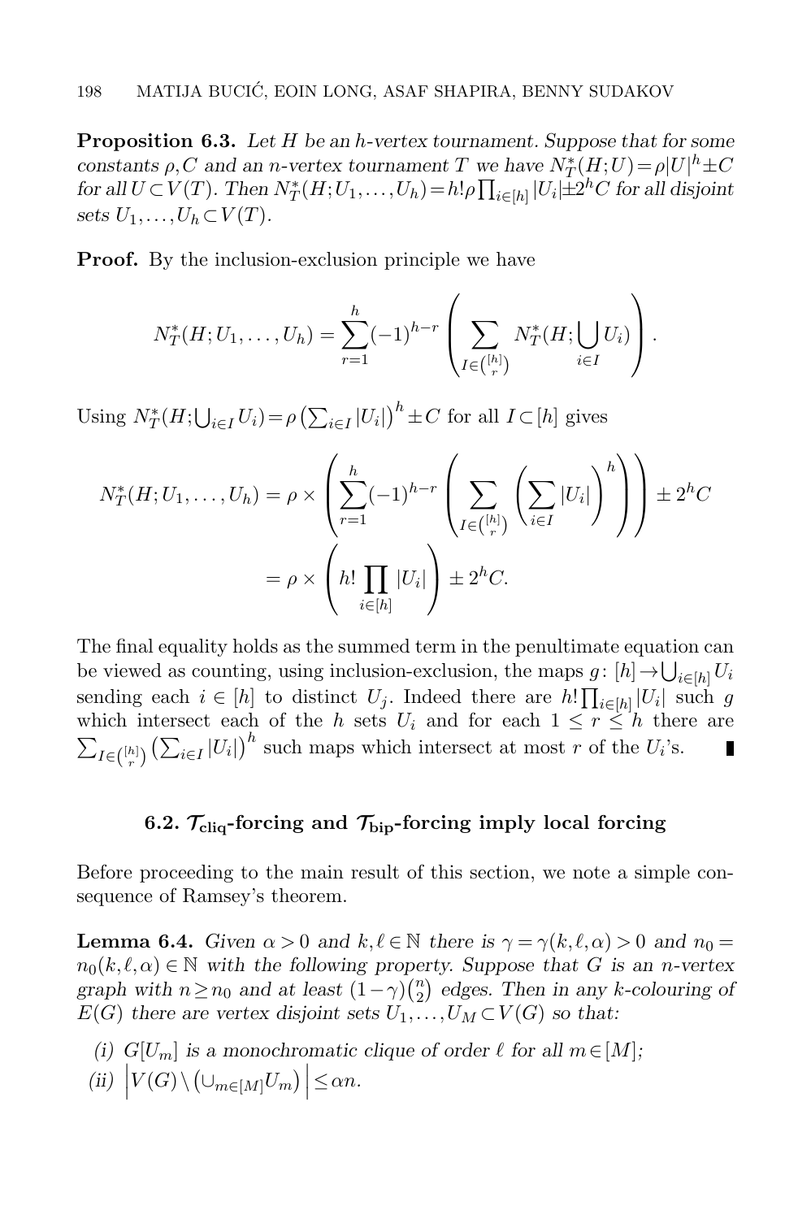**Proposition 6.3.** *Let $H$ be an $h$-vertex tournament. Suppose that for some constants $\rho, C$ and an $n$-vertex tournament $T$ we have $N^*_T(H;U) = \rho|U|^h \pm C$ for all $U \subset V(T)$. Then $N^*_T(H;U_1,\ldots,U_h) = h!\rho\prod_{i\in[h]}|U_i| \pm 2^h C$ for all disjoint sets $U_1,\ldots,U_h \subset V(T)$.*

**Proof.** By the inclusion-exclusion principle we have

$$N^*_T(H;U_1,\ldots,U_h) = \sum_{r=1}^{h}(-1)^{h-r}\left(\sum_{I\in\binom{[h]}{r}} N^*_T(H;\bigcup_{i\in I}U_i)\right).$$

Using $N^*_T(H;\bigcup_{i\in I}U_i) = \rho\left(\sum_{i\in I}|U_i|\right)^h \pm C$ for all $I\subset[h]$ gives

$$\begin{aligned} N^*_T(H;U_1,\ldots,U_h) &= \rho \times \left(\sum_{r=1}^{h}(-1)^{h-r}\left(\sum_{I\in\binom{[h]}{r}}\left(\sum_{i\in I}|U_i|\right)^h\right)\right) \pm 2^h C \\ &= \rho \times \left(h!\prod_{i\in[h]}|U_i|\right) \pm 2^h C. \end{aligned}$$

The final equality holds as the summed term in the penultimate equation can be viewed as counting, using inclusion-exclusion, the maps $g\colon [h] \to \bigcup_{i\in[h]} U_i$ sending each $i \in [h]$ to distinct $U_j$. Indeed there are $h!\prod_{i\in[h]}|U_i|$ such $g$ which intersect each of the $h$ sets $U_i$ and for each $1 \le r \le h$ there are $\sum_{I\in\binom{[h]}{r}}\left(\sum_{i\in I}|U_i|\right)^h$ such maps which intersect at most $r$ of the $U_i$'s. ∎

### 6.2. $\mathcal{T}_{\text{cliq}}$-forcing and $\mathcal{T}_{\text{bip}}$-forcing imply local forcing

Before proceeding to the main result of this section, we note a simple consequence of Ramsey's theorem.

**Lemma 6.4.** *Given $\alpha > 0$ and $k, \ell \in \mathbb{N}$ there is $\gamma = \gamma(k,\ell,\alpha) > 0$ and $n_0 = n_0(k,\ell,\alpha) \in \mathbb{N}$ with the following property. Suppose that $G$ is an $n$-vertex graph with $n \ge n_0$ and at least $(1-\gamma)\binom{n}{2}$ edges. Then in any $k$-colouring of $E(G)$ there are vertex disjoint sets $U_1,\ldots,U_M \subset V(G)$ so that:*

*(i) $G[U_m]$ is a monochromatic clique of order $\ell$ for all $m\in[M]$;*

*(ii) $\left|V(G)\setminus\left(\cup_{m\in[M]}U_m\right)\right| \le \alpha n$.*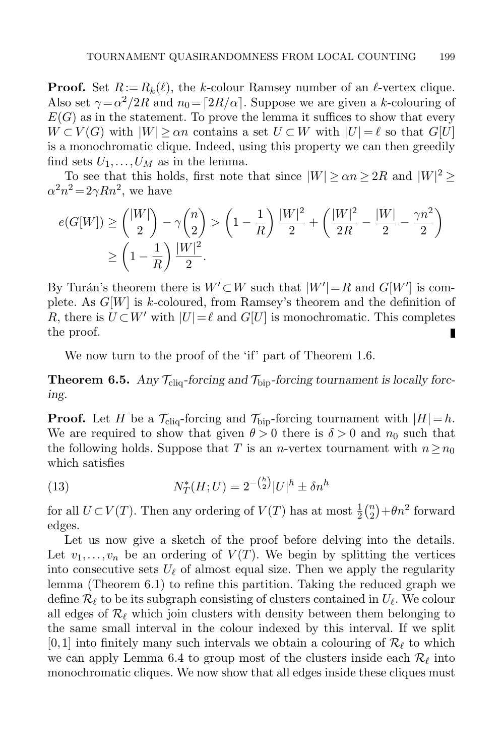**Proof.** Set $R := R_k(\ell)$, the $k$-colour Ramsey number of an $\ell$-vertex clique. Also set $\gamma = \alpha^2/2R$ and $n_0 = \lceil 2R/\alpha \rceil$. Suppose we are given a $k$-colouring of $E(G)$ as in the statement. To prove the lemma it suffices to show that every $W \subset V(G)$ with $|W| \geq \alpha n$ contains a set $U \subset W$ with $|U| = \ell$ so that $G[U]$ is a monochromatic clique. Indeed, using this property we can then greedily find sets $U_1, \ldots, U_M$ as in the lemma.

To see that this holds, first note that since $|W| \geq \alpha n \geq 2R$ and $|W|^2 \geq \alpha^2 n^2 = 2\gamma R n^2$, we have

$$e(G[W]) \geq \binom{|W|}{2} - \gamma \binom{n}{2} > \left(1 - \frac{1}{R}\right) \frac{|W|^2}{2} + \left(\frac{|W|^2}{2R} - \frac{|W|}{2} - \frac{\gamma n^2}{2}\right)$$
$$\geq \left(1 - \frac{1}{R}\right) \frac{|W|^2}{2}.$$

By Turán's theorem there is $W' \subset W$ such that $|W'| = R$ and $G[W']$ is complete. As $G[W]$ is $k$-coloured, from Ramsey's theorem and the definition of $R$, there is $U \subset W'$ with $|U| = \ell$ and $G[U]$ is monochromatic. This completes the proof. ∎

We now turn to the proof of the 'if' part of Theorem 1.6.

**Theorem 6.5.** *Any $\mathcal{T}_{\text{cliq}}$-forcing and $\mathcal{T}_{\text{bip}}$-forcing tournament is locally forcing.*

**Proof.** Let $H$ be a $\mathcal{T}_{\text{cliq}}$-forcing and $\mathcal{T}_{\text{bip}}$-forcing tournament with $|H| = h$. We are required to show that given $\theta > 0$ there is $\delta > 0$ and $n_0$ such that the following holds. Suppose that $T$ is an $n$-vertex tournament with $n \geq n_0$ which satisfies

$$N_T^*(H; U) = 2^{-\binom{h}{2}} |U|^h \pm \delta n^h \tag{13}$$

for all $U \subset V(T)$. Then any ordering of $V(T)$ has at most $\frac{1}{2}\binom{n}{2} + \theta n^2$ forward edges.

Let us now give a sketch of the proof before delving into the details. Let $v_1, \ldots, v_n$ be an ordering of $V(T)$. We begin by splitting the vertices into consecutive sets $U_\ell$ of almost equal size. Then we apply the regularity lemma (Theorem 6.1) to refine this partition. Taking the reduced graph we define $\mathcal{R}_\ell$ to be its subgraph consisting of clusters contained in $U_\ell$. We colour all edges of $\mathcal{R}_\ell$ which join clusters with density between them belonging to the same small interval in the colour indexed by this interval. If we split $[0, 1]$ into finitely many such intervals we obtain a colouring of $\mathcal{R}_\ell$ to which we can apply Lemma 6.4 to group most of the clusters inside each $\mathcal{R}_\ell$ into monochromatic cliques. We now show that all edges inside these cliques must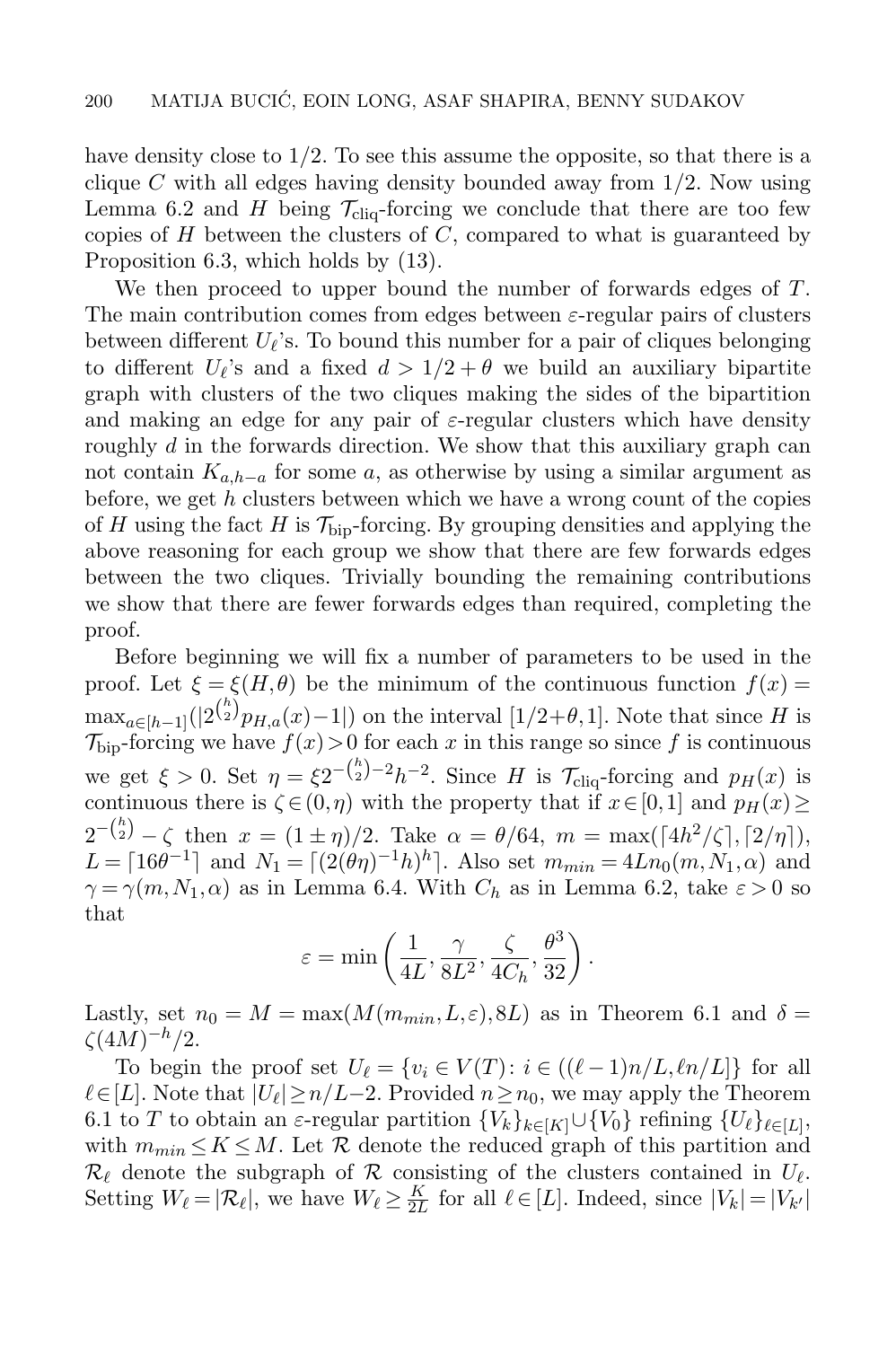have density close to $1/2$. To see this assume the opposite, so that there is a clique $C$ with all edges having density bounded away from $1/2$. Now using Lemma 6.2 and $H$ being $\mathcal{T}_{\text{cliq}}$-forcing we conclude that there are too few copies of $H$ between the clusters of $C$, compared to what is guaranteed by Proposition 6.3, which holds by (13).

We then proceed to upper bound the number of forwards edges of $T$. The main contribution comes from edges between $\varepsilon$-regular pairs of clusters between different $U_\ell$'s. To bound this number for a pair of cliques belonging to different $U_\ell$'s and a fixed $d > 1/2 + \theta$ we build an auxiliary bipartite graph with clusters of the two cliques making the sides of the bipartition and making an edge for any pair of $\varepsilon$-regular clusters which have density roughly $d$ in the forwards direction. We show that this auxiliary graph can not contain $K_{a,h-a}$ for some $a$, as otherwise by using a similar argument as before, we get $h$ clusters between which we have a wrong count of the copies of $H$ using the fact $H$ is $\mathcal{T}_{\text{bip}}$-forcing. By grouping densities and applying the above reasoning for each group we show that there are few forwards edges between the two cliques. Trivially bounding the remaining contributions we show that there are fewer forwards edges than required, completing the proof.

Before beginning we will fix a number of parameters to be used in the proof. Let $\xi = \xi(H, \theta)$ be the minimum of the continuous function $f(x) = \max_{a \in [h-1]}(|2^{\binom{h}{2}} p_{H,a}(x) - 1|)$ on the interval $[1/2+\theta, 1]$. Note that since $H$ is $\mathcal{T}_{\text{bip}}$-forcing we have $f(x) > 0$ for each $x$ in this range so since $f$ is continuous we get $\xi > 0$. Set $\eta = \xi 2^{-\binom{h}{2}-2} h^{-2}$. Since $H$ is $\mathcal{T}_{\text{cliq}}$-forcing and $p_H(x)$ is continuous there is $\zeta \in (0, \eta)$ with the property that if $x \in [0,1]$ and $p_H(x) \geq 2^{-\binom{h}{2}} - \zeta$ then $x = (1 \pm \eta)/2$. Take $\alpha = \theta/64$, $m = \max(\lceil 4h^2/\zeta \rceil, \lceil 2/\eta \rceil)$, $L = \lceil 16\theta^{-1} \rceil$ and $N_1 = \lceil (2(\theta\eta)^{-1}h)^h \rceil$. Also set $m_{min} = 4Ln_0(m, N_1, \alpha)$ and $\gamma = \gamma(m, N_1, \alpha)$ as in Lemma 6.4. With $C_h$ as in Lemma 6.2, take $\varepsilon > 0$ so that

$$\varepsilon = \min\left(\frac{1}{4L}, \frac{\gamma}{8L^2}, \frac{\zeta}{4C_h}, \frac{\theta^3}{32}\right).$$

Lastly, set $n_0 = M = \max(M(m_{min}, L, \varepsilon), 8L)$ as in Theorem 6.1 and $\delta = \zeta(4M)^{-h}/2$.

To begin the proof set $U_\ell = \{v_i \in V(T) \colon i \in ((\ell-1)n/L, \ell n/L]\}$ for all $\ell \in [L]$. Note that $|U_\ell| \geq n/L - 2$. Provided $n \geq n_0$, we may apply the Theorem 6.1 to $T$ to obtain an $\varepsilon$-regular partition $\{V_k\}_{k \in [K]} \cup \{V_0\}$ refining $\{U_\ell\}_{\ell \in [L]}$, with $m_{min} \leq K \leq M$. Let $\mathcal{R}$ denote the reduced graph of this partition and $\mathcal{R}_\ell$ denote the subgraph of $\mathcal{R}$ consisting of the clusters contained in $U_\ell$. Setting $W_\ell = |\mathcal{R}_\ell|$, we have $W_\ell \geq \frac{K}{2L}$ for all $\ell \in [L]$. Indeed, since $|V_k| = |V_{k'}|$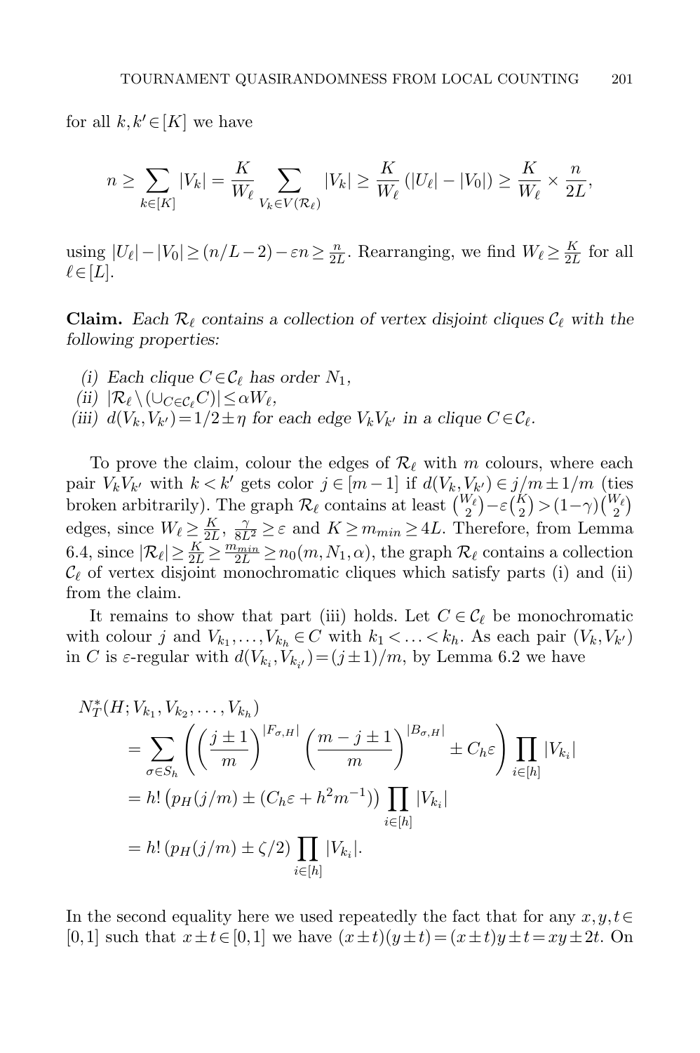for all $k, k' \in [K]$ we have

$$n \geq \sum_{k \in [K]} |V_k| = \frac{K}{W_\ell} \sum_{V_k \in V(\mathcal{R}_\ell)} |V_k| \geq \frac{K}{W_\ell} (|U_\ell| - |V_0|) \geq \frac{K}{W_\ell} \times \frac{n}{2L},$$

using $|U_\ell| - |V_0| \geq (n/L - 2) - \varepsilon n \geq \frac{n}{2L}$. Rearranging, we find $W_\ell \geq \frac{K}{2L}$ for all $\ell \in [L]$.

**Claim.** *Each $\mathcal{R}_\ell$ contains a collection of vertex disjoint cliques $\mathcal{C}_\ell$ with the following properties:*

*(i) Each clique $C \in \mathcal{C}_\ell$ has order $N_1$,*
*(ii) $|\mathcal{R}_\ell \setminus (\cup_{C \in \mathcal{C}_\ell} C)| \leq \alpha W_\ell$,*
*(iii) $d(V_k, V_{k'}) = 1/2 \pm \eta$ for each edge $V_k V_{k'}$ in a clique $C \in \mathcal{C}_\ell$.*

To prove the claim, colour the edges of $\mathcal{R}_\ell$ with $m$ colours, where each pair $V_k V_{k'}$ with $k < k'$ gets color $j \in [m-1]$ if $d(V_k, V_{k'}) \in j/m \pm 1/m$ (ties broken arbitrarily). The graph $\mathcal{R}_\ell$ contains at least $\binom{W_\ell}{2} - \varepsilon \binom{K}{2} > (1-\gamma)\binom{W_\ell}{2}$ edges, since $W_\ell \geq \frac{K}{2L}$, $\frac{\gamma}{8L^2} \geq \varepsilon$ and $K \geq m_{min} \geq 4L$. Therefore, from Lemma 6.4, since $|\mathcal{R}_\ell| \geq \frac{K}{2L} \geq \frac{m_{min}}{2L} \geq n_0(m, N_1, \alpha)$, the graph $\mathcal{R}_\ell$ contains a collection $\mathcal{C}_\ell$ of vertex disjoint monochromatic cliques which satisfy parts (i) and (ii) from the claim.

It remains to show that part (iii) holds. Let $C \in \mathcal{C}_\ell$ be monochromatic with colour $j$ and $V_{k_1}, \ldots, V_{k_h} \in C$ with $k_1 < \ldots < k_h$. As each pair $(V_k, V_{k'})$ in $C$ is $\varepsilon$-regular with $d(V_{k_i}, V_{k_{i'}}) = (j \pm 1)/m$, by Lemma 6.2 we have

$$\begin{aligned}
N_T^*(H; V_{k_1}, V_{k_2}, \ldots, V_{k_h}) &= \sum_{\sigma \in S_h} \left( \left( \frac{j \pm 1}{m} \right)^{|F_{\sigma,H}|} \left( \frac{m - j \pm 1}{m} \right)^{|B_{\sigma,H}|} \pm C_h \varepsilon \right) \prod_{i \in [h]} |V_{k_i}| \\
&= h! \left( p_H(j/m) \pm (C_h \varepsilon + h^2 m^{-1}) \right) \prod_{i \in [h]} |V_{k_i}| \\
&= h! \left( p_H(j/m) \pm \zeta/2 \right) \prod_{i \in [h]} |V_{k_i}|.
\end{aligned}$$

In the second equality here we used repeatedly the fact that for any $x, y, t \in [0,1]$ such that $x \pm t \in [0,1]$ we have $(x \pm t)(y \pm t) = (x \pm t)y \pm t = xy \pm 2t$. On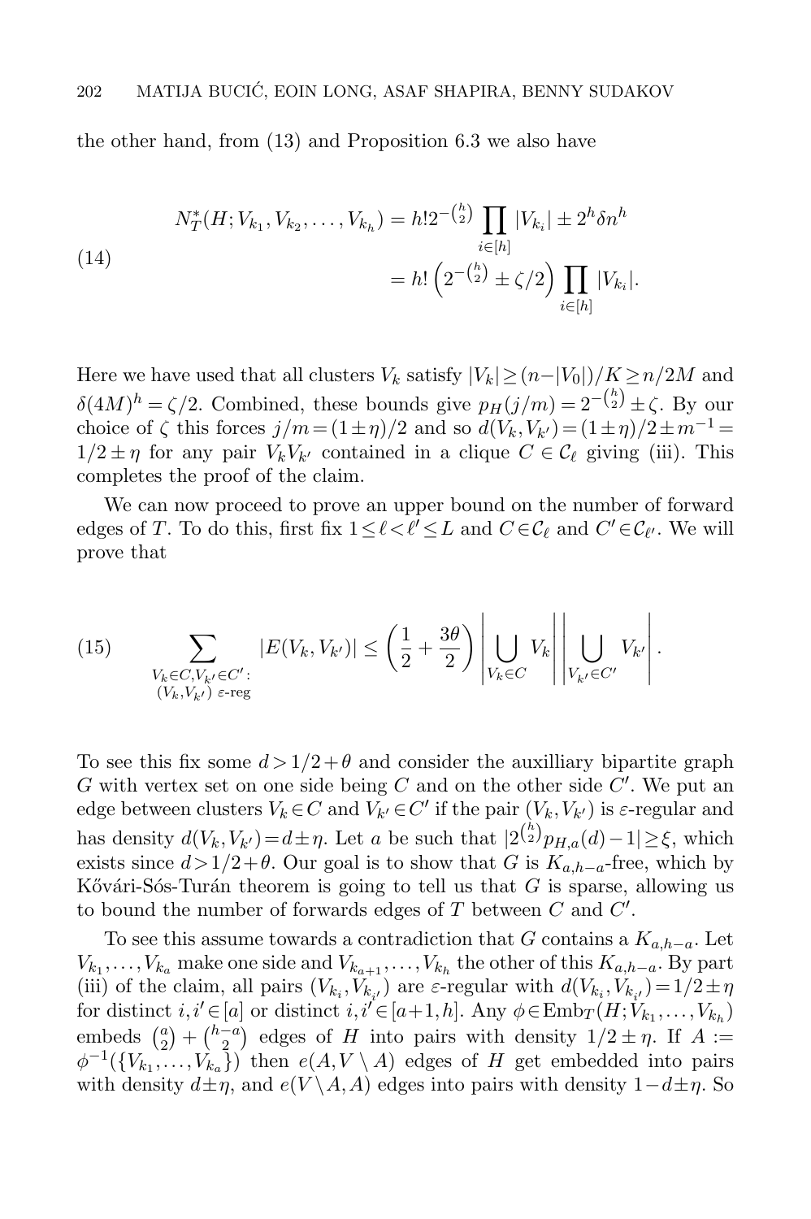the other hand, from (13) and Proposition 6.3 we also have

$$N^*_T(H; V_{k_1}, V_{k_2}, \dots, V_{k_h}) = h! 2^{-\binom{h}{2}} \prod_{i\in[h]} |V_{k_i}| \pm 2^h \delta n^h \tag{14}$$
$$= h! \left(2^{-\binom{h}{2}} \pm \zeta/2\right) \prod_{i\in[h]} |V_{k_i}|.$$

Here we have used that all clusters $V_k$ satisfy $|V_k| \geq (n - |V_0|)/K \geq n/2M$ and $\delta(4M)^h = \zeta/2$. Combined, these bounds give $p_H(j/m) = 2^{-\binom{h}{2}} \pm \zeta$. By our choice of $\zeta$ this forces $j/m = (1\pm\eta)/2$ and so $d(V_k, V_{k'}) = (1\pm\eta)/2 \pm m^{-1} = 1/2 \pm \eta$ for any pair $V_k V_{k'}$ contained in a clique $C \in \mathcal{C}_\ell$ giving (iii). This completes the proof of the claim.

We can now proceed to prove an upper bound on the number of forward edges of $T$. To do this, first fix $1 \leq \ell < \ell' \leq L$ and $C \in \mathcal{C}_\ell$ and $C' \in \mathcal{C}_{\ell'}$. We will prove that

$$\sum_{\substack{V_k \in C, V_{k'} \in C': \\ (V_k, V_{k'})\ \varepsilon\text{-reg}}} |E(V_k, V_{k'})| \leq \left(\frac{1}{2} + \frac{3\theta}{2}\right) \left|\bigcup_{V_k \in C} V_k\right| \left|\bigcup_{V_{k'} \in C'} V_{k'}\right|. \tag{15}$$

To see this fix some $d > 1/2 + \theta$ and consider the auxilliary bipartite graph $G$ with vertex set on one side being $C$ and on the other side $C'$. We put an edge between clusters $V_k \in C$ and $V_{k'} \in C'$ if the pair $(V_k, V_{k'})$ is $\varepsilon$-regular and has density $d(V_k, V_{k'}) = d \pm \eta$. Let $a$ be such that $|2^{\binom{h}{2}} p_{H,a}(d) - 1| \geq \xi$, which exists since $d > 1/2 + \theta$. Our goal is to show that $G$ is $K_{a,h-a}$-free, which by Kővári-Sós-Turán theorem is going to tell us that $G$ is sparse, allowing us to bound the number of forwards edges of $T$ between $C$ and $C'$.

To see this assume towards a contradiction that $G$ contains a $K_{a,h-a}$. Let $V_{k_1}, \dots, V_{k_a}$ make one side and $V_{k_{a+1}}, \dots, V_{k_h}$ the other of this $K_{a,h-a}$. By part (iii) of the claim, all pairs $(V_{k_i}, V_{k_{i'}})$ are $\varepsilon$-regular with $d(V_{k_i}, V_{k_{i'}}) = 1/2 \pm \eta$ for distinct $i, i' \in [a]$ or distinct $i, i' \in [a+1, h]$. Any $\phi \in \mathrm{Emb}_T(H; V_{k_1}, \dots, V_{k_h})$ embeds $\binom{a}{2} + \binom{h-a}{2}$ edges of $H$ into pairs with density $1/2 \pm \eta$. If $A := \phi^{-1}(\{V_{k_1}, \dots, V_{k_a}\})$ then $e(A, V \setminus A)$ edges of $H$ get embedded into pairs with density $d \pm \eta$, and $e(V \setminus A, A)$ edges into pairs with density $1 - d \pm \eta$. So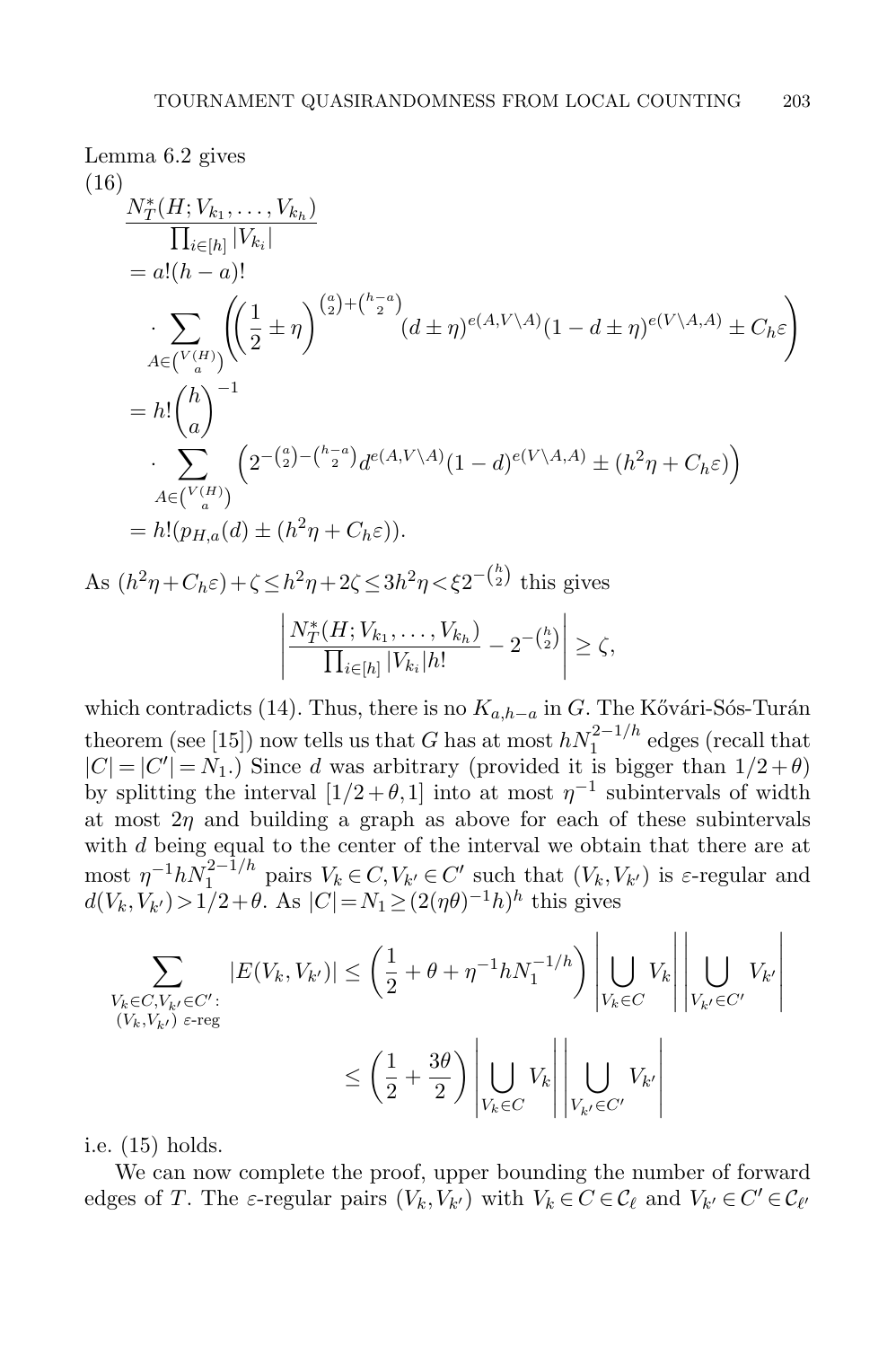Lemma 6.2 gives

$$
\begin{aligned}
(16)\quad & \frac{N_T^*(H; V_{k_1}, \ldots, V_{k_h})}{\prod_{i\in[h]} |V_{k_i}|} \\
&= a!(h-a)! \\
&\quad \cdot \sum_{A \in \binom{V(H)}{a}} \left( \left(\frac{1}{2} \pm \eta\right)^{\binom{a}{2}+\binom{h-a}{2}} (d\pm\eta)^{e(A,V\setminus A)}(1-d\pm\eta)^{e(V\setminus A, A)} \pm C_h\varepsilon \right) \\
&= h!\binom{h}{a}^{-1} \\
&\quad \cdot \sum_{A \in \binom{V(H)}{a}} \left( 2^{-\binom{a}{2}-\binom{h-a}{2}} d^{e(A,V\setminus A)}(1-d)^{e(V\setminus A,A)} \pm (h^2\eta + C_h\varepsilon)\right) \\
&= h!(p_{H,a}(d) \pm (h^2\eta + C_h\varepsilon)).
\end{aligned}
$$

As $(h^2\eta + C_h\varepsilon) + \zeta \le h^2\eta + 2\zeta \le 3h^2\eta < \xi 2^{-\binom{h}{2}}$ this gives

$$
\left| \frac{N_T^*(H; V_{k_1}, \ldots, V_{k_h})}{\prod_{i\in[h]} |V_{k_i}| h!} - 2^{-\binom{h}{2}} \right| \ge \zeta,
$$

which contradicts (14). Thus, there is no $K_{a,h-a}$ in $G$. The Kővári-Sós-Turán theorem (see [15]) now tells us that $G$ has at most $hN_1^{2-1/h}$ edges (recall that $|C| = |C'| = N_1$.) Since $d$ was arbitrary (provided it is bigger than $1/2+\theta$) by splitting the interval $[1/2+\theta, 1]$ into at most $\eta^{-1}$ subintervals of width at most $2\eta$ and building a graph as above for each of these subintervals with $d$ being equal to the center of the interval we obtain that there are at most $\eta^{-1}hN_1^{2-1/h}$ pairs $V_k \in C, V_{k'} \in C'$ such that $(V_k, V_{k'})$ is $\varepsilon$-regular and $d(V_k, V_{k'}) > 1/2 + \theta$. As $|C| = N_1 \ge (2(\eta\theta)^{-1}h)^h$ this gives

$$
\begin{aligned}
\sum_{\substack{V_k \in C, V_{k'} \in C': \\ (V_k, V_{k'})\ \varepsilon\text{-reg}}} |E(V_k, V_{k'})| &\le \left(\frac{1}{2} + \theta + \eta^{-1}hN_1^{-1/h}\right) \left| \bigcup_{V_k \in C} V_k \right| \left| \bigcup_{V_{k'} \in C'} V_{k'} \right| \\
&\le \left(\frac{1}{2} + \frac{3\theta}{2}\right) \left| \bigcup_{V_k \in C} V_k \right| \left| \bigcup_{V_{k'} \in C'} V_{k'} \right|
\end{aligned}
$$

i.e. (15) holds.

We can now complete the proof, upper bounding the number of forward edges of $T$. The $\varepsilon$-regular pairs $(V_k, V_{k'})$ with $V_k \in C \in \mathcal{C}_\ell$ and $V_{k'} \in C' \in \mathcal{C}_{\ell'}$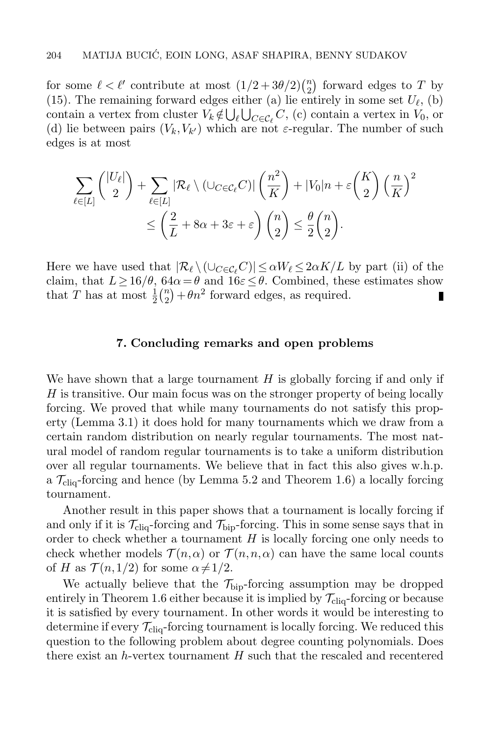for some $\ell < \ell'$ contribute at most $(1/2+3\theta/2)\binom{n}{2}$ forward edges to $T$ by (15). The remaining forward edges either (a) lie entirely in some set $U_\ell$, (b) contain a vertex from cluster $V_k \notin \bigcup_\ell \bigcup_{C\in\mathcal{C}_\ell} C$, (c) contain a vertex in $V_0$, or (d) lie between pairs $(V_k, V_{k'})$ which are not $\varepsilon$-regular. The number of such edges is at most

$$\sum_{\ell\in[L]} \binom{|U_\ell|}{2} + \sum_{\ell\in[L]} |\mathcal{R}_\ell \setminus (\cup_{C\in\mathcal{C}_\ell} C)| \left(\frac{n^2}{K}\right) + |V_0|n + \varepsilon\binom{K}{2}\left(\frac{n}{K}\right)^2$$
$$\leq \left(\frac{2}{L} + 8\alpha + 3\varepsilon + \varepsilon\right)\binom{n}{2} \leq \frac{\theta}{2}\binom{n}{2}.$$

Here we have used that $|\mathcal{R}_\ell \setminus (\cup_{C\in\mathcal{C}_\ell} C)| \leq \alpha W_\ell \leq 2\alpha K/L$ by part (ii) of the claim, that $L \geq 16/\theta$, $64\alpha = \theta$ and $16\varepsilon \leq \theta$. Combined, these estimates show that $T$ has at most $\frac{1}{2}\binom{n}{2} + \theta n^2$ forward edges, as required. ∎

## 7. Concluding remarks and open problems

We have shown that a large tournament $H$ is globally forcing if and only if $H$ is transitive. Our main focus was on the stronger property of being locally forcing. We proved that while many tournaments do not satisfy this property (Lemma 3.1) it does hold for many tournaments which we draw from a certain random distribution on nearly regular tournaments. The most natural model of random regular tournaments is to take a uniform distribution over all regular tournaments. We believe that in fact this also gives w.h.p. a $\mathcal{T}_{\text{cliq}}$-forcing and hence (by Lemma 5.2 and Theorem 1.6) a locally forcing tournament.

Another result in this paper shows that a tournament is locally forcing if and only if it is $\mathcal{T}_{\text{cliq}}$-forcing and $\mathcal{T}_{\text{bip}}$-forcing. This in some sense says that in order to check whether a tournament $H$ is locally forcing one only needs to check whether models $\mathcal{T}(n,\alpha)$ or $\mathcal{T}(n,n,\alpha)$ can have the same local counts of $H$ as $\mathcal{T}(n,1/2)$ for some $\alpha \neq 1/2$.

We actually believe that the $\mathcal{T}_{\text{bip}}$-forcing assumption may be dropped entirely in Theorem 1.6 either because it is implied by $\mathcal{T}_{\text{cliq}}$-forcing or because it is satisfied by every tournament. In other words it would be interesting to determine if every $\mathcal{T}_{\text{cliq}}$-forcing tournament is locally forcing. We reduced this question to the following problem about degree counting polynomials. Does there exist an $h$-vertex tournament $H$ such that the rescaled and recentered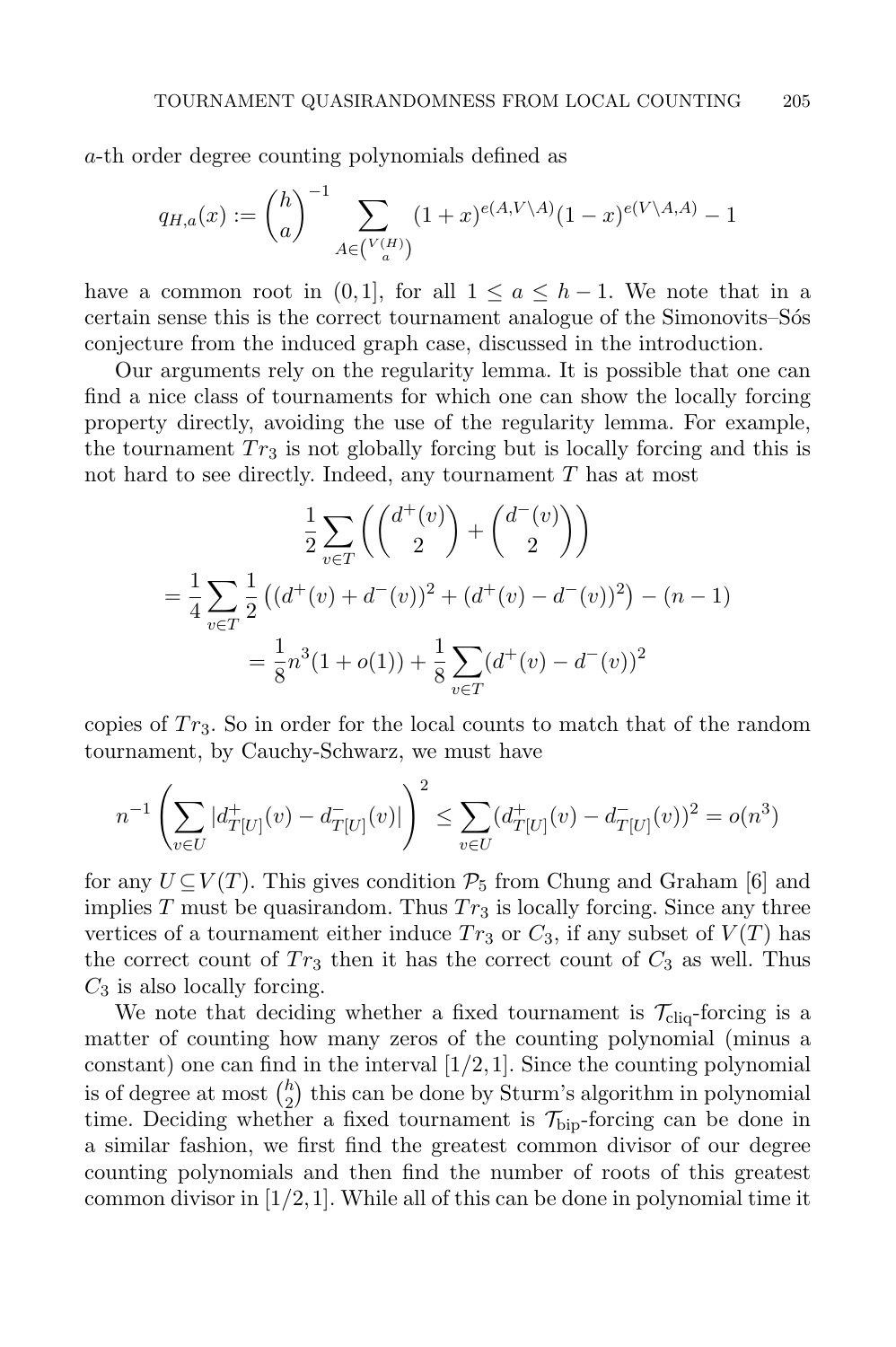$a$-th order degree counting polynomials defined as

$$q_{H,a}(x) := \binom{h}{a}^{-1} \sum_{A \in \binom{V(H)}{a}} (1+x)^{e(A,V\setminus A)}(1-x)^{e(V\setminus A,A)} - 1$$

have a common root in $(0,1]$, for all $1 \le a \le h-1$. We note that in a certain sense this is the correct tournament analogue of the Simonovits–Sós conjecture from the induced graph case, discussed in the introduction.

Our arguments rely on the regularity lemma. It is possible that one can find a nice class of tournaments for which one can show the locally forcing property directly, avoiding the use of the regularity lemma. For example, the tournament $Tr_3$ is not globally forcing but is locally forcing and this is not hard to see directly. Indeed, any tournament $T$ has at most

$$\frac{1}{2}\sum_{v\in T}\left(\binom{d^+(v)}{2}+\binom{d^-(v)}{2}\right)$$
$$=\frac{1}{4}\sum_{v\in T}\frac{1}{2}\left((d^+(v)+d^-(v))^2+(d^+(v)-d^-(v))^2\right)-(n-1)$$
$$=\frac{1}{8}n^3(1+o(1))+\frac{1}{8}\sum_{v\in T}(d^+(v)-d^-(v))^2$$

copies of $Tr_3$. So in order for the local counts to match that of the random tournament, by Cauchy-Schwarz, we must have

$$n^{-1}\left(\sum_{v\in U}|d^+_{T[U]}(v)-d^-_{T[U]}(v)|\right)^2 \le \sum_{v\in U}(d^+_{T[U]}(v)-d^-_{T[U]}(v))^2 = o(n^3)$$

for any $U \subseteq V(T)$. This gives condition $\mathcal{P}_5$ from Chung and Graham [6] and implies $T$ must be quasirandom. Thus $Tr_3$ is locally forcing. Since any three vertices of a tournament either induce $Tr_3$ or $C_3$, if any subset of $V(T)$ has the correct count of $Tr_3$ then it has the correct count of $C_3$ as well. Thus $C_3$ is also locally forcing.

We note that deciding whether a fixed tournament is $\mathcal{T}_{\text{cliq}}$-forcing is a matter of counting how many zeros of the counting polynomial (minus a constant) one can find in the interval $[1/2,1]$. Since the counting polynomial is of degree at most $\binom{h}{2}$ this can be done by Sturm's algorithm in polynomial time. Deciding whether a fixed tournament is $\mathcal{T}_{\text{bip}}$-forcing can be done in a similar fashion, we first find the greatest common divisor of our degree counting polynomials and then find the number of roots of this greatest common divisor in $[1/2,1]$. While all of this can be done in polynomial time it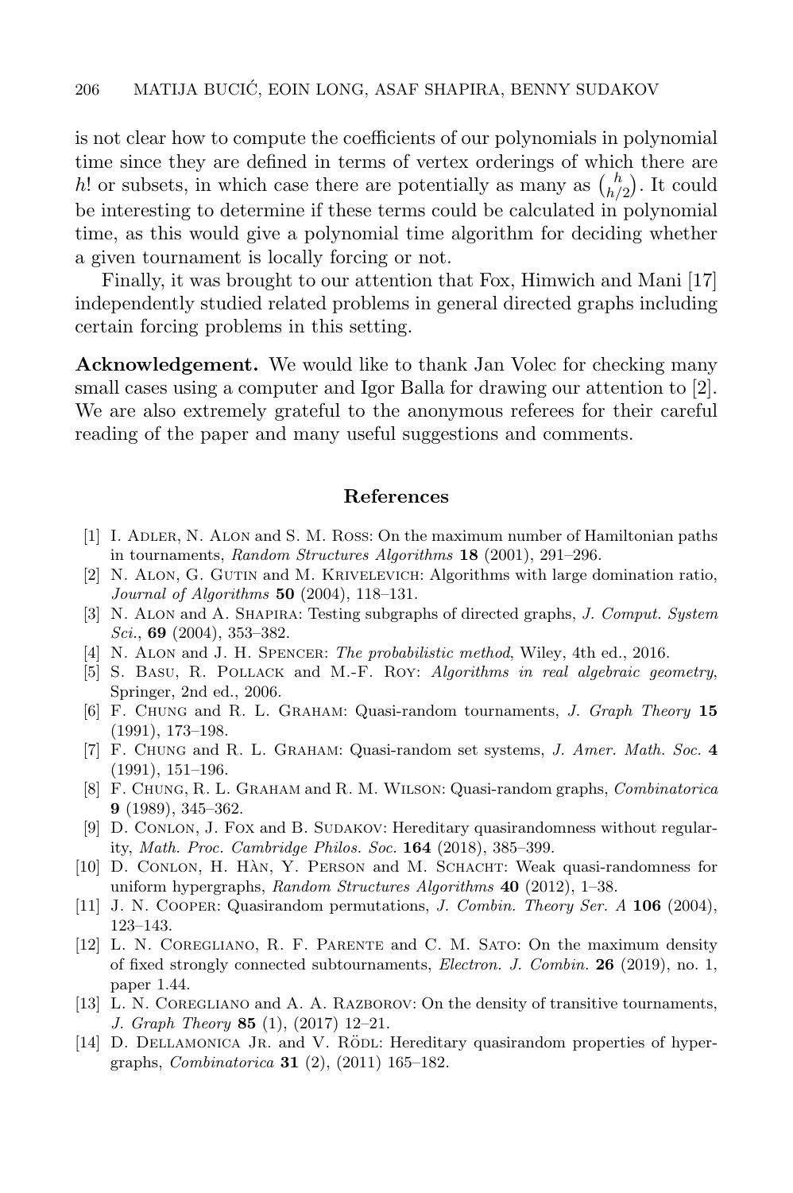is not clear how to compute the coefficients of our polynomials in polynomial time since they are defined in terms of vertex orderings of which there are $h!$ or subsets, in which case there are potentially as many as $\binom{h}{h/2}$. It could be interesting to determine if these terms could be calculated in polynomial time, as this would give a polynomial time algorithm for deciding whether a given tournament is locally forcing or not.

Finally, it was brought to our attention that Fox, Himwich and Mani [17] independently studied related problems in general directed graphs including certain forcing problems in this setting.

**Acknowledgement.** We would like to thank Jan Volec for checking many small cases using a computer and Igor Balla for drawing our attention to [2]. We are also extremely grateful to the anonymous referees for their careful reading of the paper and many useful suggestions and comments.

## References

[1] I. Adler, N. Alon and S. M. Ross: On the maximum number of Hamiltonian paths in tournaments, *Random Structures Algorithms* **18** (2001), 291–296.

[2] N. Alon, G. Gutin and M. Krivelevich: Algorithms with large domination ratio, *Journal of Algorithms* **50** (2004), 118–131.

[3] N. Alon and A. Shapira: Testing subgraphs of directed graphs, *J. Comput. System Sci.*, **69** (2004), 353–382.

[4] N. Alon and J. H. Spencer: *The probabilistic method*, Wiley, 4th ed., 2016.

[5] S. Basu, R. Pollack and M.-F. Roy: *Algorithms in real algebraic geometry*, Springer, 2nd ed., 2006.

[6] F. Chung and R. L. Graham: Quasi-random tournaments, *J. Graph Theory* **15** (1991), 173–198.

[7] F. Chung and R. L. Graham: Quasi-random set systems, *J. Amer. Math. Soc.* **4** (1991), 151–196.

[8] F. Chung, R. L. Graham and R. M. Wilson: Quasi-random graphs, *Combinatorica* **9** (1989), 345–362.

[9] D. Conlon, J. Fox and B. Sudakov: Hereditary quasirandomness without regularity, *Math. Proc. Cambridge Philos. Soc.* **164** (2018), 385–399.

[10] D. Conlon, H. Hàn, Y. Person and M. Schacht: Weak quasi-randomness for uniform hypergraphs, *Random Structures Algorithms* **40** (2012), 1–38.

[11] J. N. Cooper: Quasirandom permutations, *J. Combin. Theory Ser. A* **106** (2004), 123–143.

[12] L. N. Coregliano, R. F. Parente and C. M. Sato: On the maximum density of fixed strongly connected subtournaments, *Electron. J. Combin.* **26** (2019), no. 1, paper 1.44.

[13] L. N. Coregliano and A. A. Razborov: On the density of transitive tournaments, *J. Graph Theory* **85** (1), (2017) 12–21.

[14] D. Dellamonica Jr. and V. Rödl: Hereditary quasirandom properties of hypergraphs, *Combinatorica* **31** (2), (2011) 165–182.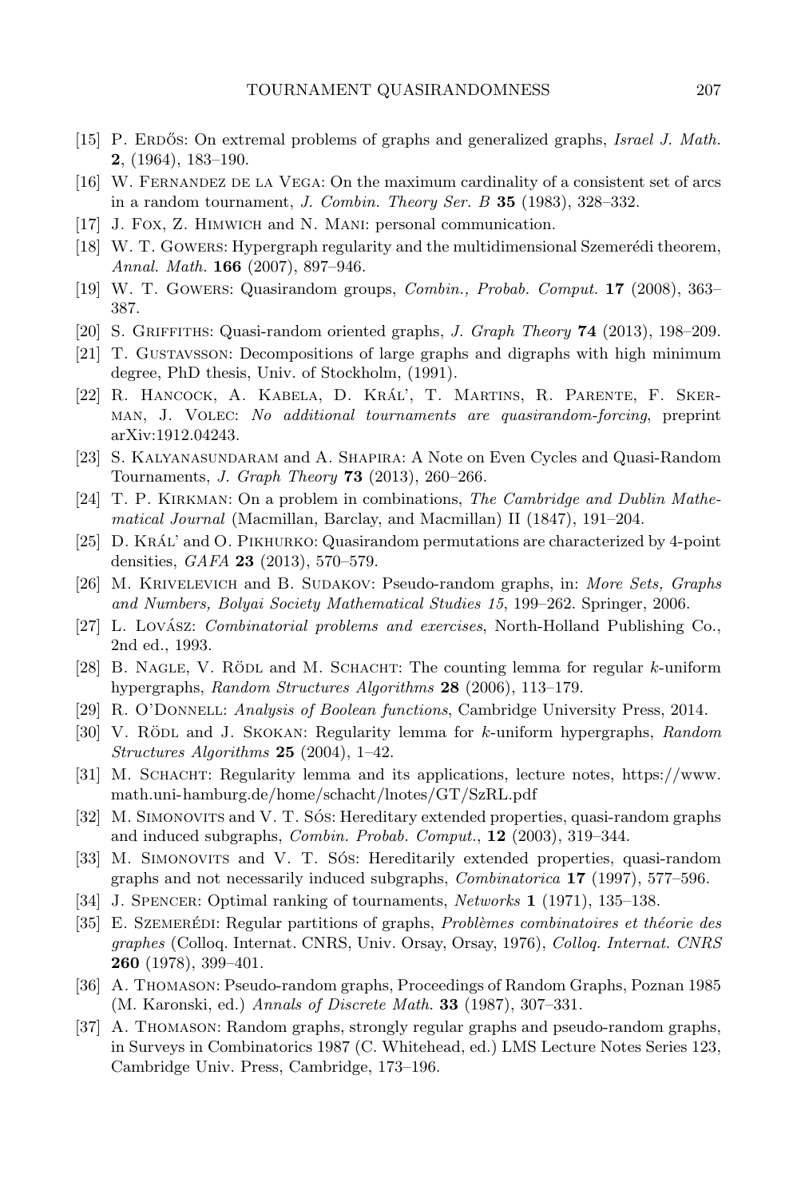[15] P. Erdős: On extremal problems of graphs and generalized graphs, *Israel J. Math.* **2**, (1964), 183–190.

[16] W. Fernandez de la Vega: On the maximum cardinality of a consistent set of arcs in a random tournament, *J. Combin. Theory Ser. B* **35** (1983), 328–332.

[17] J. Fox, Z. Himwich and N. Mani: personal communication.

[18] W. T. Gowers: Hypergraph regularity and the multidimensional Szemerédi theorem, *Annal. Math.* **166** (2007), 897–946.

[19] W. T. Gowers: Quasirandom groups, *Combin., Probab. Comput.* **17** (2008), 363–387.

[20] S. Griffiths: Quasi-random oriented graphs, *J. Graph Theory* **74** (2013), 198–209.

[21] T. Gustavsson: Decompositions of large graphs and digraphs with high minimum degree, PhD thesis, Univ. of Stockholm, (1991).

[22] R. Hancock, A. Kabela, D. Kráľ, T. Martins, R. Parente, F. Skerman, J. Volec: *No additional tournaments are quasirandom-forcing*, preprint arXiv:1912.04243.

[23] S. Kalyanasundaram and A. Shapira: A Note on Even Cycles and Quasi-Random Tournaments, *J. Graph Theory* **73** (2013), 260–266.

[24] T. P. Kirkman: On a problem in combinations, *The Cambridge and Dublin Mathematical Journal* (Macmillan, Barclay, and Macmillan) II (1847), 191–204.

[25] D. Kráľ and O. Pikhurko: Quasirandom permutations are characterized by 4-point densities, *GAFA* **23** (2013), 570–579.

[26] M. Krivelevich and B. Sudakov: Pseudo-random graphs, in: *More Sets, Graphs and Numbers, Bolyai Society Mathematical Studies 15*, 199–262. Springer, 2006.

[27] L. Lovász: *Combinatorial problems and exercises*, North-Holland Publishing Co., 2nd ed., 1993.

[28] B. Nagle, V. Rödl and M. Schacht: The counting lemma for regular $k$-uniform hypergraphs, *Random Structures Algorithms* **28** (2006), 113–179.

[29] R. O'Donnell: *Analysis of Boolean functions*, Cambridge University Press, 2014.

[30] V. Rödl and J. Skokan: Regularity lemma for $k$-uniform hypergraphs, *Random Structures Algorithms* **25** (2004), 1–42.

[31] M. Schacht: Regularity lemma and its applications, lecture notes, https://www.math.uni-hamburg.de/home/schacht/lnotes/GT/SzRL.pdf

[32] M. Simonovits and V. T. Sós: Hereditary extended properties, quasi-random graphs and induced subgraphs, *Combin. Probab. Comput.*, **12** (2003), 319–344.

[33] M. Simonovits and V. T. Sós: Hereditarily extended properties, quasi-random graphs and not necessarily induced subgraphs, *Combinatorica* **17** (1997), 577–596.

[34] J. Spencer: Optimal ranking of tournaments, *Networks* **1** (1971), 135–138.

[35] E. Szemerédi: Regular partitions of graphs, *Problèmes combinatoires et théorie des graphes* (Colloq. Internat. CNRS, Univ. Orsay, Orsay, 1976), *Colloq. Internat. CNRS* **260** (1978), 399–401.

[36] A. Thomason: Pseudo-random graphs, Proceedings of Random Graphs, Poznan 1985 (M. Karonski, ed.) *Annals of Discrete Math.* **33** (1987), 307–331.

[37] A. Thomason: Random graphs, strongly regular graphs and pseudo-random graphs, in Surveys in Combinatorics 1987 (C. Whitehead, ed.) LMS Lecture Notes Series 123, Cambridge Univ. Press, Cambridge, 173–196.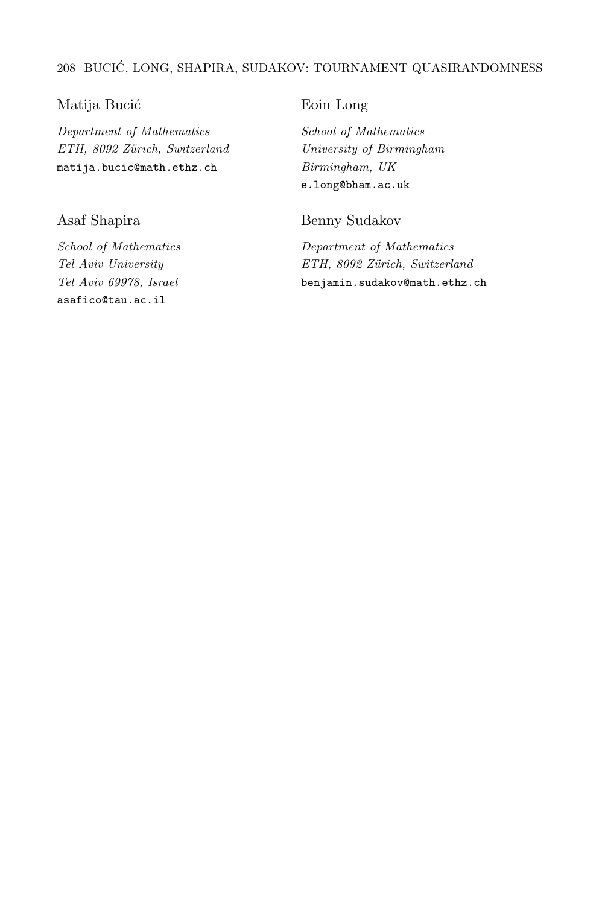Matija Bucić

*Department of Mathematics*
*ETH, 8092 Zürich, Switzerland*
matija.bucic@math.ethz.ch

Eoin Long

*School of Mathematics*
*University of Birmingham*
*Birmingham, UK*
e.long@bham.ac.uk

Asaf Shapira

*School of Mathematics*
*Tel Aviv University*
*Tel Aviv 69978, Israel*
asafico@tau.ac.il

Benny Sudakov

*Department of Mathematics*
*ETH, 8092 Zürich, Switzerland*
benjamin.sudakov@math.ethz.ch